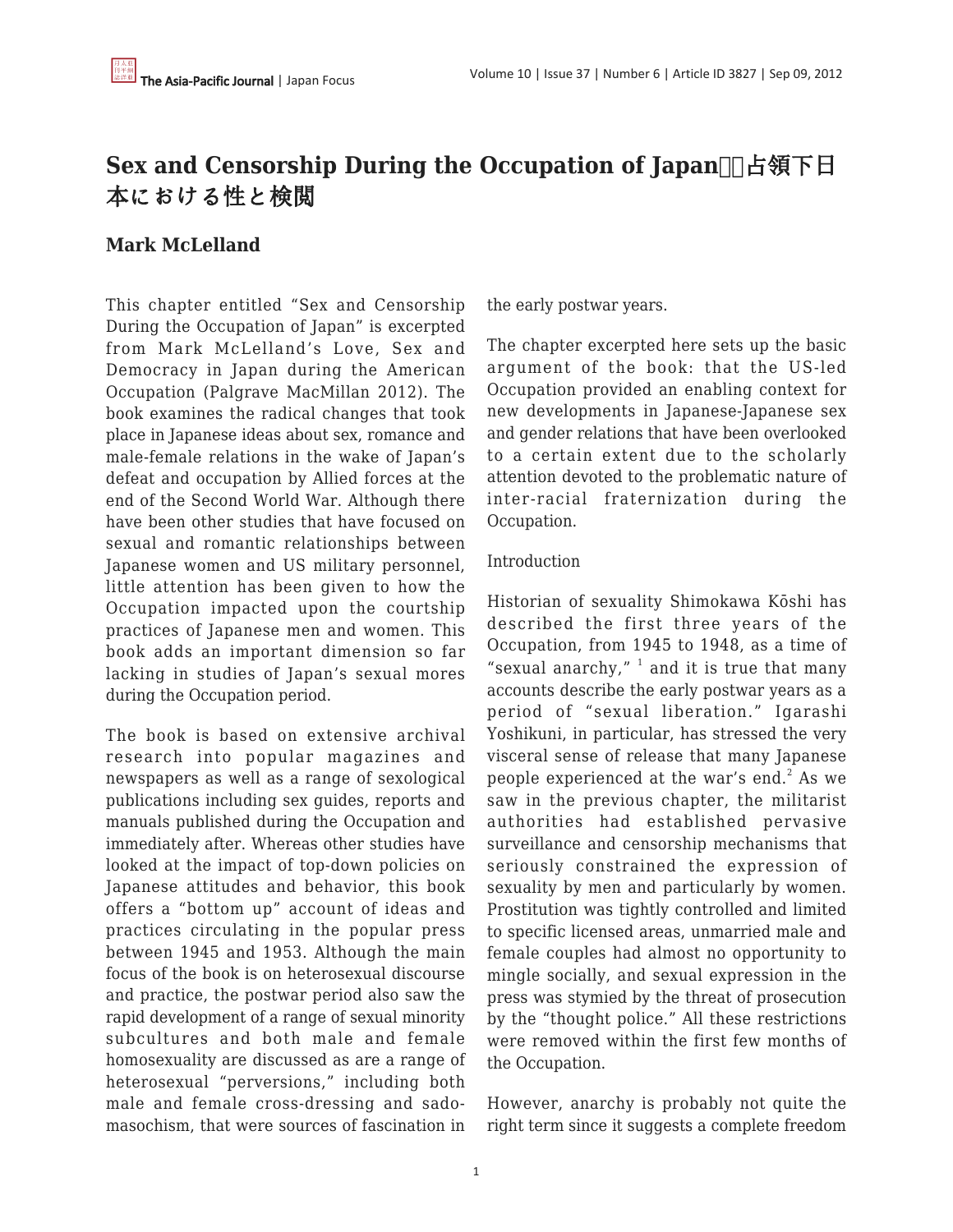# Sex and Censorship During the Occupation of Japan　占領下日本における性と検閲

**Mark McLelland**

This chapter entitled "Sex and Censorship During the Occupation of Japan" is excerpted from Mark McLelland's Love, Sex and Democracy in Japan during the American Occupation (Palgrave MacMillan 2012). The book examines the radical changes that took place in Japanese ideas about sex, romance and male-female relations in the wake of Japan's defeat and occupation by Allied forces at the end of the Second World War. Although there have been other studies that have focused on sexual and romantic relationships between Japanese women and US military personnel, little attention has been given to how the Occupation impacted upon the courtship practices of Japanese men and women. This book adds an important dimension so far lacking in studies of Japan's sexual mores during the Occupation period.

The book is based on extensive archival research into popular magazines and newspapers as well as a range of sexological publications including sex guides, reports and manuals published during the Occupation and immediately after. Whereas other studies have looked at the impact of top-down policies on Japanese attitudes and behavior, this book offers a "bottom up" account of ideas and practices circulating in the popular press between 1945 and 1953. Although the main focus of the book is on heterosexual discourse and practice, the postwar period also saw the rapid development of a range of sexual minority subcultures and both male and female homosexuality are discussed as are a range of heterosexual "perversions," including both male and female cross-dressing and sado-masochism, that were sources of fascination in the early postwar years.

The chapter excerpted here sets up the basic argument of the book: that the US-led Occupation provided an enabling context for new developments in Japanese-Japanese sex and gender relations that have been overlooked to a certain extent due to the scholarly attention devoted to the problematic nature of inter-racial fraternization during the Occupation.

Introduction

Historian of sexuality Shimokawa Kōshi has described the first three years of the Occupation, from 1945 to 1948, as a time of "sexual anarchy," [1] and it is true that many accounts describe the early postwar years as a period of "sexual liberation." Igarashi Yoshikuni, in particular, has stressed the very visceral sense of release that many Japanese people experienced at the war's end.[2] As we saw in the previous chapter, the militarist authorities had established pervasive surveillance and censorship mechanisms that seriously constrained the expression of sexuality by men and particularly by women. Prostitution was tightly controlled and limited to specific licensed areas, unmarried male and female couples had almost no opportunity to mingle socially, and sexual expression in the press was stymied by the threat of prosecution by the "thought police." All these restrictions were removed within the first few months of the Occupation.

However, anarchy is probably not quite the right term since it suggests a complete freedom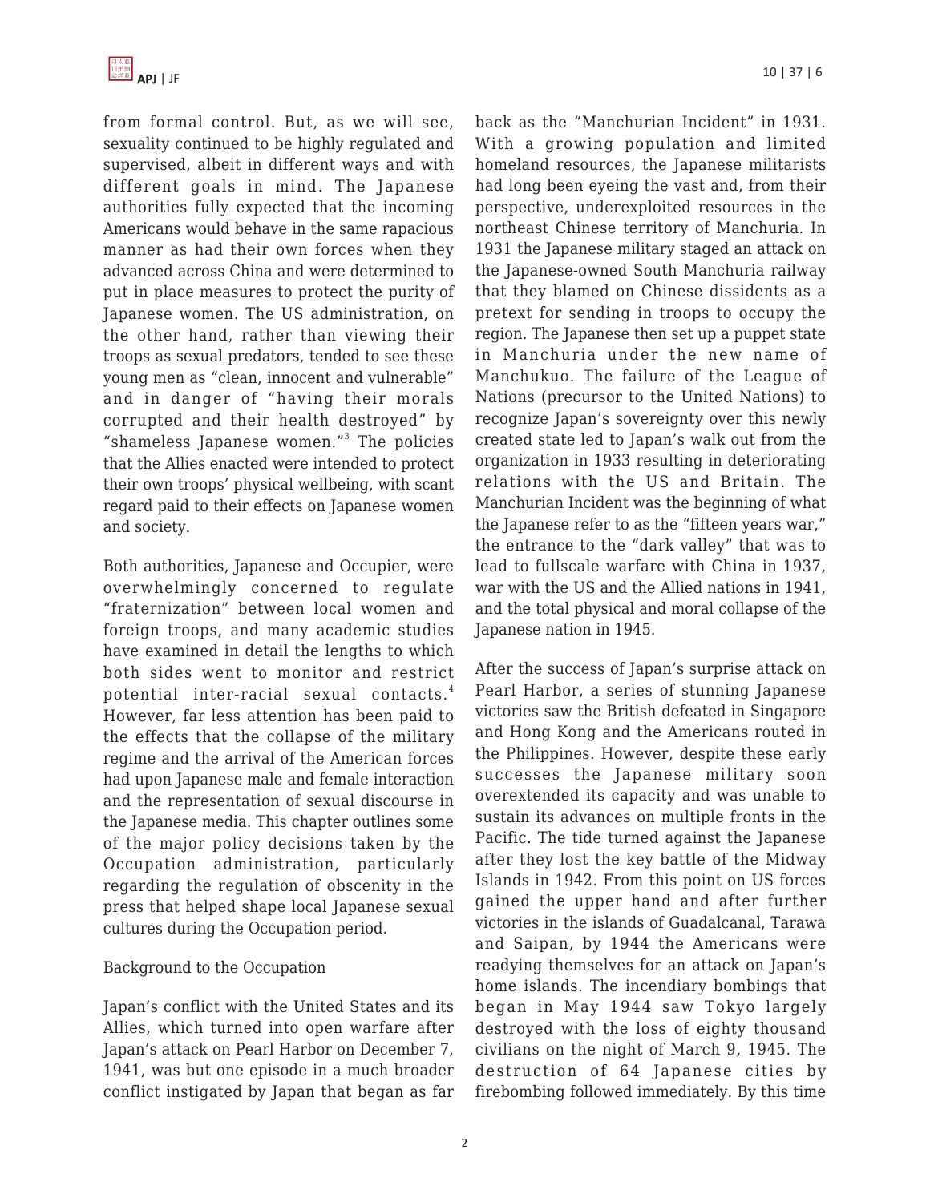from formal control. But, as we will see, sexuality continued to be highly regulated and supervised, albeit in different ways and with different goals in mind. The Japanese authorities fully expected that the incoming Americans would behave in the same rapacious manner as had their own forces when they advanced across China and were determined to put in place measures to protect the purity of Japanese women. The US administration, on the other hand, rather than viewing their troops as sexual predators, tended to see these young men as "clean, innocent and vulnerable" and in danger of "having their morals corrupted and their health destroyed" by "shameless Japanese women."[3] The policies that the Allies enacted were intended to protect their own troops' physical wellbeing, with scant regard paid to their effects on Japanese women and society.

Both authorities, Japanese and Occupier, were overwhelmingly concerned to regulate "fraternization" between local women and foreign troops, and many academic studies have examined in detail the lengths to which both sides went to monitor and restrict potential inter-racial sexual contacts.[4] However, far less attention has been paid to the effects that the collapse of the military regime and the arrival of the American forces had upon Japanese male and female interaction and the representation of sexual discourse in the Japanese media. This chapter outlines some of the major policy decisions taken by the Occupation administration, particularly regarding the regulation of obscenity in the press that helped shape local Japanese sexual cultures during the Occupation period.

## Background to the Occupation

Japan's conflict with the United States and its Allies, which turned into open warfare after Japan's attack on Pearl Harbor on December 7, 1941, was but one episode in a much broader conflict instigated by Japan that began as far back as the "Manchurian Incident" in 1931. With a growing population and limited homeland resources, the Japanese militarists had long been eyeing the vast and, from their perspective, underexploited resources in the northeast Chinese territory of Manchuria. In 1931 the Japanese military staged an attack on the Japanese-owned South Manchuria railway that they blamed on Chinese dissidents as a pretext for sending in troops to occupy the region. The Japanese then set up a puppet state in Manchuria under the new name of Manchukuo. The failure of the League of Nations (precursor to the United Nations) to recognize Japan's sovereignty over this newly created state led to Japan's walk out from the organization in 1933 resulting in deteriorating relations with the US and Britain. The Manchurian Incident was the beginning of what the Japanese refer to as the "fifteen years war," the entrance to the "dark valley" that was to lead to fullscale warfare with China in 1937, war with the US and the Allied nations in 1941, and the total physical and moral collapse of the Japanese nation in 1945.

After the success of Japan's surprise attack on Pearl Harbor, a series of stunning Japanese victories saw the British defeated in Singapore and Hong Kong and the Americans routed in the Philippines. However, despite these early successes the Japanese military soon overextended its capacity and was unable to sustain its advances on multiple fronts in the Pacific. The tide turned against the Japanese after they lost the key battle of the Midway Islands in 1942. From this point on US forces gained the upper hand and after further victories in the islands of Guadalcanal, Tarawa and Saipan, by 1944 the Americans were readying themselves for an attack on Japan's home islands. The incendiary bombings that began in May 1944 saw Tokyo largely destroyed with the loss of eighty thousand civilians on the night of March 9, 1945. The destruction of 64 Japanese cities by firebombing followed immediately. By this time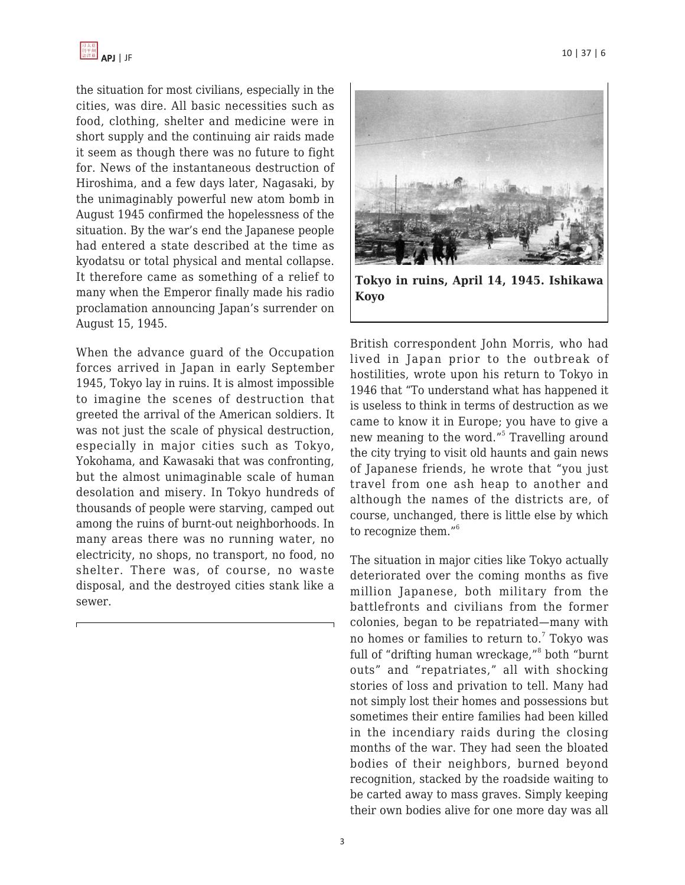the situation for most civilians, especially in the cities, was dire. All basic necessities such as food, clothing, shelter and medicine were in short supply and the continuing air raids made it seem as though there was no future to fight for. News of the instantaneous destruction of Hiroshima, and a few days later, Nagasaki, by the unimaginably powerful new atom bomb in August 1945 confirmed the hopelessness of the situation. By the war's end the Japanese people had entered a state described at the time as kyodatsu or total physical and mental collapse. It therefore came as something of a relief to many when the Emperor finally made his radio proclamation announcing Japan's surrender on August 15, 1945.

When the advance guard of the Occupation forces arrived in Japan in early September 1945, Tokyo lay in ruins. It is almost impossible to imagine the scenes of destruction that greeted the arrival of the American soldiers. It was not just the scale of physical destruction, especially in major cities such as Tokyo, Yokohama, and Kawasaki that was confronting, but the almost unimaginable scale of human desolation and misery. In Tokyo hundreds of thousands of people were starving, camped out among the ruins of burnt-out neighborhoods. In many areas there was no running water, no electricity, no shops, no transport, no food, no shelter. There was, of course, no waste disposal, and the destroyed cities stank like a sewer.

**Tokyo in ruins, April 14, 1945. Ishikawa Koyo**

British correspondent John Morris, who had lived in Japan prior to the outbreak of hostilities, wrote upon his return to Tokyo in 1946 that "To understand what has happened it is useless to think in terms of destruction as we came to know it in Europe; you have to give a new meaning to the word."[5] Travelling around the city trying to visit old haunts and gain news of Japanese friends, he wrote that "you just travel from one ash heap to another and although the names of the districts are, of course, unchanged, there is little else by which to recognize them."[6]

The situation in major cities like Tokyo actually deteriorated over the coming months as five million Japanese, both military from the battlefronts and civilians from the former colonies, began to be repatriated—many with no homes or families to return to.[7] Tokyo was full of "drifting human wreckage,"[8] both "burnt outs" and "repatriates," all with shocking stories of loss and privation to tell. Many had not simply lost their homes and possessions but sometimes their entire families had been killed in the incendiary raids during the closing months of the war. They had seen the bloated bodies of their neighbors, burned beyond recognition, stacked by the roadside waiting to be carted away to mass graves. Simply keeping their own bodies alive for one more day was all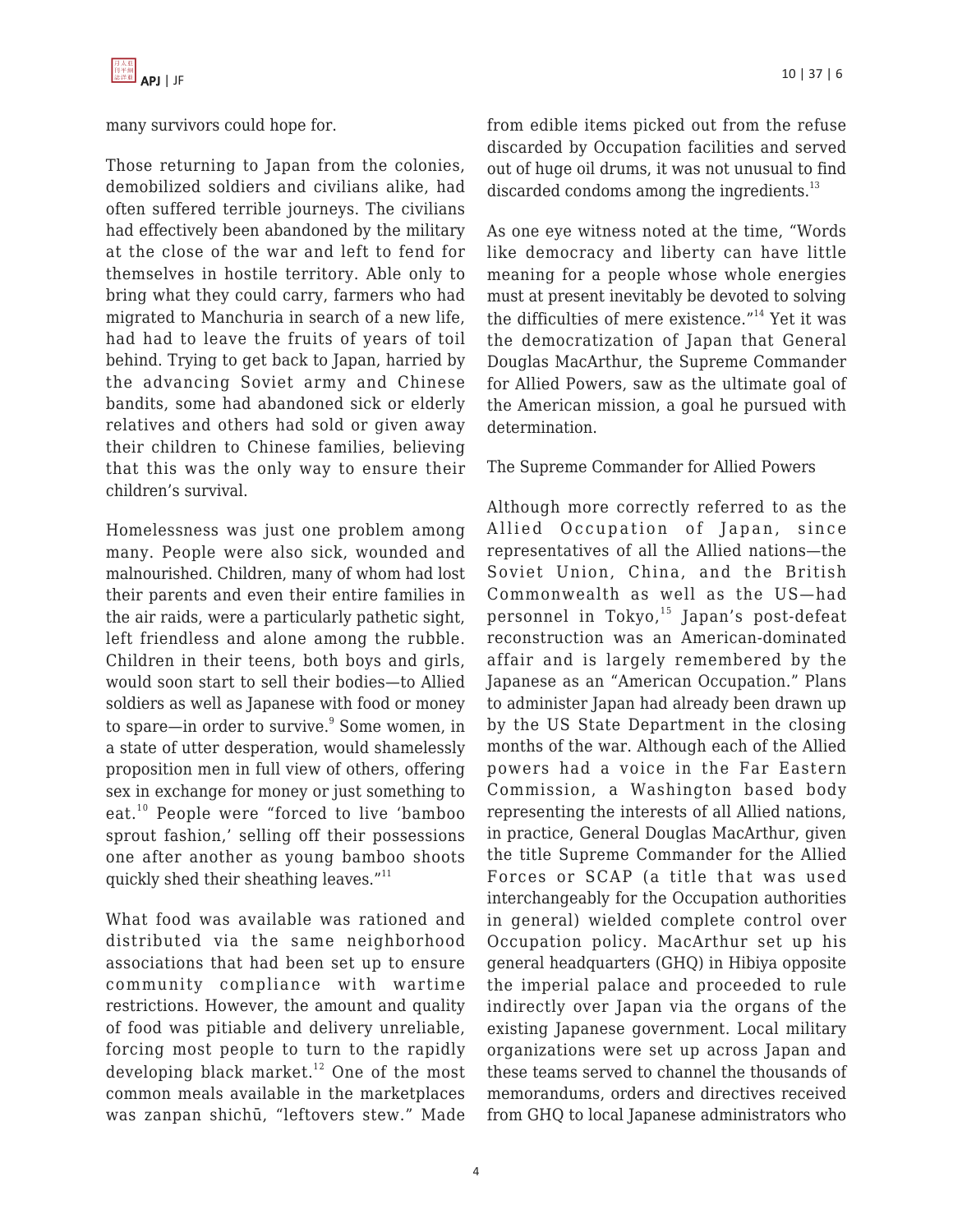many survivors could hope for.

Those returning to Japan from the colonies, demobilized soldiers and civilians alike, had often suffered terrible journeys. The civilians had effectively been abandoned by the military at the close of the war and left to fend for themselves in hostile territory. Able only to bring what they could carry, farmers who had migrated to Manchuria in search of a new life, had had to leave the fruits of years of toil behind. Trying to get back to Japan, harried by the advancing Soviet army and Chinese bandits, some had abandoned sick or elderly relatives and others had sold or given away their children to Chinese families, believing that this was the only way to ensure their children's survival.

Homelessness was just one problem among many. People were also sick, wounded and malnourished. Children, many of whom had lost their parents and even their entire families in the air raids, were a particularly pathetic sight, left friendless and alone among the rubble. Children in their teens, both boys and girls, would soon start to sell their bodies—to Allied soldiers as well as Japanese with food or money to spare—in order to survive.[9] Some women, in a state of utter desperation, would shamelessly proposition men in full view of others, offering sex in exchange for money or just something to eat.[10] People were "forced to live 'bamboo sprout fashion,' selling off their possessions one after another as young bamboo shoots quickly shed their sheathing leaves."[11]

What food was available was rationed and distributed via the same neighborhood associations that had been set up to ensure community compliance with wartime restrictions. However, the amount and quality of food was pitiable and delivery unreliable, forcing most people to turn to the rapidly developing black market.[12] One of the most common meals available in the marketplaces was zanpan shichū, "leftovers stew." Made from edible items picked out from the refuse discarded by Occupation facilities and served out of huge oil drums, it was not unusual to find discarded condoms among the ingredients.[13]

As one eye witness noted at the time, "Words like democracy and liberty can have little meaning for a people whose whole energies must at present inevitably be devoted to solving the difficulties of mere existence."[14] Yet it was the democratization of Japan that General Douglas MacArthur, the Supreme Commander for Allied Powers, saw as the ultimate goal of the American mission, a goal he pursued with determination.

## The Supreme Commander for Allied Powers

Although more correctly referred to as the Allied Occupation of Japan, since representatives of all the Allied nations—the Soviet Union, China, and the British Commonwealth as well as the US—had personnel in Tokyo,[15] Japan's post-defeat reconstruction was an American-dominated affair and is largely remembered by the Japanese as an "American Occupation." Plans to administer Japan had already been drawn up by the US State Department in the closing months of the war. Although each of the Allied powers had a voice in the Far Eastern Commission, a Washington based body representing the interests of all Allied nations, in practice, General Douglas MacArthur, given the title Supreme Commander for the Allied Forces or SCAP (a title that was used interchangeably for the Occupation authorities in general) wielded complete control over Occupation policy. MacArthur set up his general headquarters (GHQ) in Hibiya opposite the imperial palace and proceeded to rule indirectly over Japan via the organs of the existing Japanese government. Local military organizations were set up across Japan and these teams served to channel the thousands of memorandums, orders and directives received from GHQ to local Japanese administrators who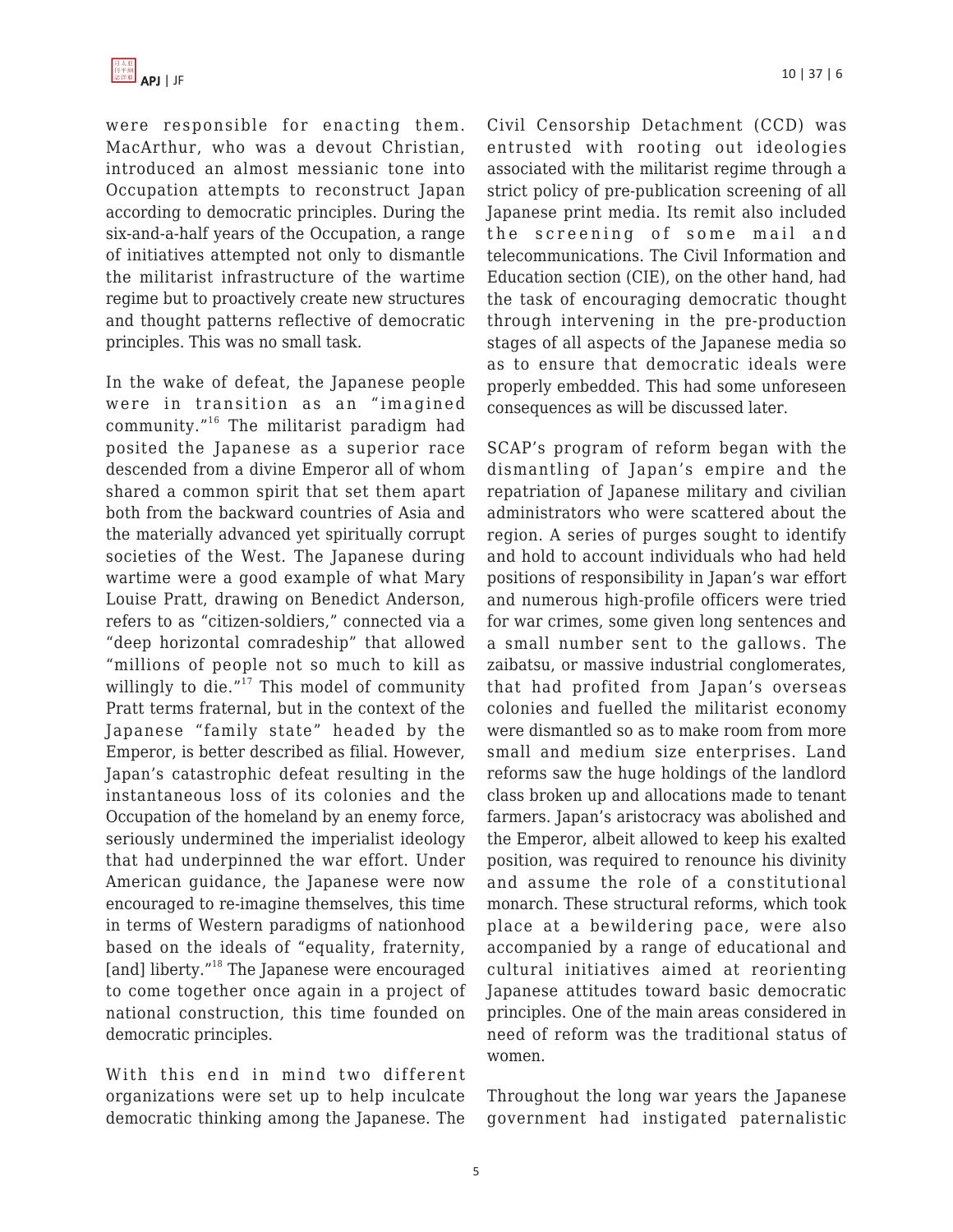were responsible for enacting them. MacArthur, who was a devout Christian, introduced an almost messianic tone into Occupation attempts to reconstruct Japan according to democratic principles. During the six-and-a-half years of the Occupation, a range of initiatives attempted not only to dismantle the militarist infrastructure of the wartime regime but to proactively create new structures and thought patterns reflective of democratic principles. This was no small task.

In the wake of defeat, the Japanese people were in transition as an "imagined community."[16] The militarist paradigm had posited the Japanese as a superior race descended from a divine Emperor all of whom shared a common spirit that set them apart both from the backward countries of Asia and the materially advanced yet spiritually corrupt societies of the West. The Japanese during wartime were a good example of what Mary Louise Pratt, drawing on Benedict Anderson, refers to as "citizen-soldiers," connected via a "deep horizontal comradeship" that allowed "millions of people not so much to kill as willingly to die."[17] This model of community Pratt terms fraternal, but in the context of the Japanese "family state" headed by the Emperor, is better described as filial. However, Japan's catastrophic defeat resulting in the instantaneous loss of its colonies and the Occupation of the homeland by an enemy force, seriously undermined the imperialist ideology that had underpinned the war effort. Under American guidance, the Japanese were now encouraged to re-imagine themselves, this time in terms of Western paradigms of nationhood based on the ideals of "equality, fraternity, [and] liberty."[18] The Japanese were encouraged to come together once again in a project of national construction, this time founded on democratic principles.

With this end in mind two different organizations were set up to help inculcate democratic thinking among the Japanese. The Civil Censorship Detachment (CCD) was entrusted with rooting out ideologies associated with the militarist regime through a strict policy of pre-publication screening of all Japanese print media. Its remit also included the screening of some mail and telecommunications. The Civil Information and Education section (CIE), on the other hand, had the task of encouraging democratic thought through intervening in the pre-production stages of all aspects of the Japanese media so as to ensure that democratic ideals were properly embedded. This had some unforeseen consequences as will be discussed later.

SCAP's program of reform began with the dismantling of Japan's empire and the repatriation of Japanese military and civilian administrators who were scattered about the region. A series of purges sought to identify and hold to account individuals who had held positions of responsibility in Japan's war effort and numerous high-profile officers were tried for war crimes, some given long sentences and a small number sent to the gallows. The zaibatsu, or massive industrial conglomerates, that had profited from Japan's overseas colonies and fuelled the militarist economy were dismantled so as to make room from more small and medium size enterprises. Land reforms saw the huge holdings of the landlord class broken up and allocations made to tenant farmers. Japan's aristocracy was abolished and the Emperor, albeit allowed to keep his exalted position, was required to renounce his divinity and assume the role of a constitutional monarch. These structural reforms, which took place at a bewildering pace, were also accompanied by a range of educational and cultural initiatives aimed at reorienting Japanese attitudes toward basic democratic principles. One of the main areas considered in need of reform was the traditional status of women.

Throughout the long war years the Japanese government had instigated paternalistic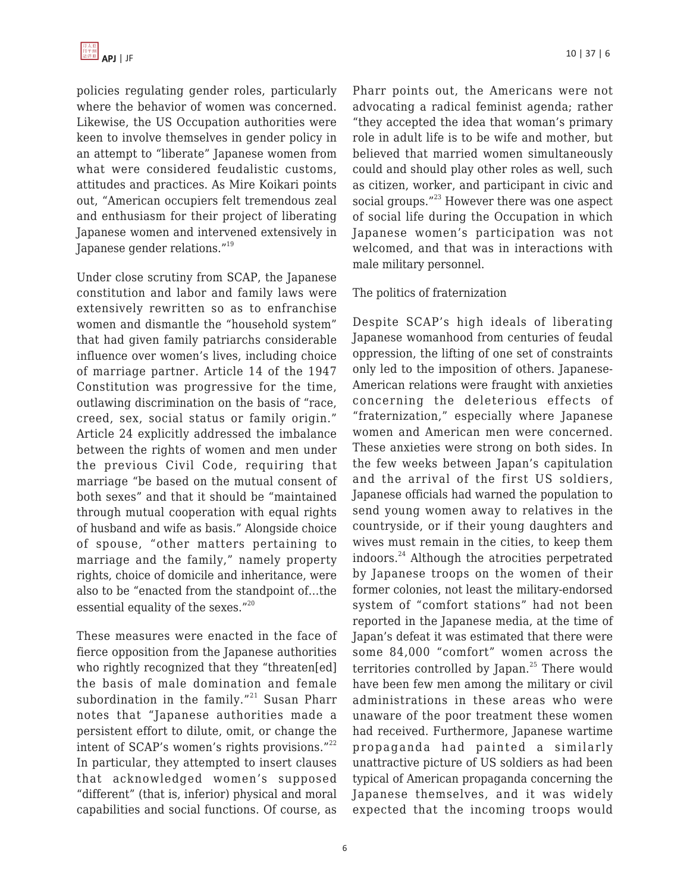policies regulating gender roles, particularly where the behavior of women was concerned. Likewise, the US Occupation authorities were keen to involve themselves in gender policy in an attempt to "liberate" Japanese women from what were considered feudalistic customs, attitudes and practices. As Mire Koikari points out, "American occupiers felt tremendous zeal and enthusiasm for their project of liberating Japanese women and intervened extensively in Japanese gender relations."[19]

Under close scrutiny from SCAP, the Japanese constitution and labor and family laws were extensively rewritten so as to enfranchise women and dismantle the "household system" that had given family patriarchs considerable influence over women's lives, including choice of marriage partner. Article 14 of the 1947 Constitution was progressive for the time, outlawing discrimination on the basis of "race, creed, sex, social status or family origin." Article 24 explicitly addressed the imbalance between the rights of women and men under the previous Civil Code, requiring that marriage "be based on the mutual consent of both sexes" and that it should be "maintained through mutual cooperation with equal rights of husband and wife as basis." Alongside choice of spouse, "other matters pertaining to marriage and the family," namely property rights, choice of domicile and inheritance, were also to be "enacted from the standpoint of…the essential equality of the sexes."[20]

These measures were enacted in the face of fierce opposition from the Japanese authorities who rightly recognized that they "threaten[ed] the basis of male domination and female subordination in the family."[21] Susan Pharr notes that "Japanese authorities made a persistent effort to dilute, omit, or change the intent of SCAP's women's rights provisions."[22] In particular, they attempted to insert clauses that acknowledged women's supposed "different" (that is, inferior) physical and moral capabilities and social functions. Of course, as Pharr points out, the Americans were not advocating a radical feminist agenda; rather "they accepted the idea that woman's primary role in adult life is to be wife and mother, but believed that married women simultaneously could and should play other roles as well, such as citizen, worker, and participant in civic and social groups."[23] However there was one aspect of social life during the Occupation in which Japanese women's participation was not welcomed, and that was in interactions with male military personnel.

## The politics of fraternization

Despite SCAP's high ideals of liberating Japanese womanhood from centuries of feudal oppression, the lifting of one set of constraints only led to the imposition of others. Japanese-American relations were fraught with anxieties concerning the deleterious effects of "fraternization," especially where Japanese women and American men were concerned. These anxieties were strong on both sides. In the few weeks between Japan's capitulation and the arrival of the first US soldiers, Japanese officials had warned the population to send young women away to relatives in the countryside, or if their young daughters and wives must remain in the cities, to keep them indoors.[24] Although the atrocities perpetrated by Japanese troops on the women of their former colonies, not least the military-endorsed system of "comfort stations" had not been reported in the Japanese media, at the time of Japan's defeat it was estimated that there were some 84,000 "comfort" women across the territories controlled by Japan.[25] There would have been few men among the military or civil administrations in these areas who were unaware of the poor treatment these women had received. Furthermore, Japanese wartime propaganda had painted a similarly unattractive picture of US soldiers as had been typical of American propaganda concerning the Japanese themselves, and it was widely expected that the incoming troops would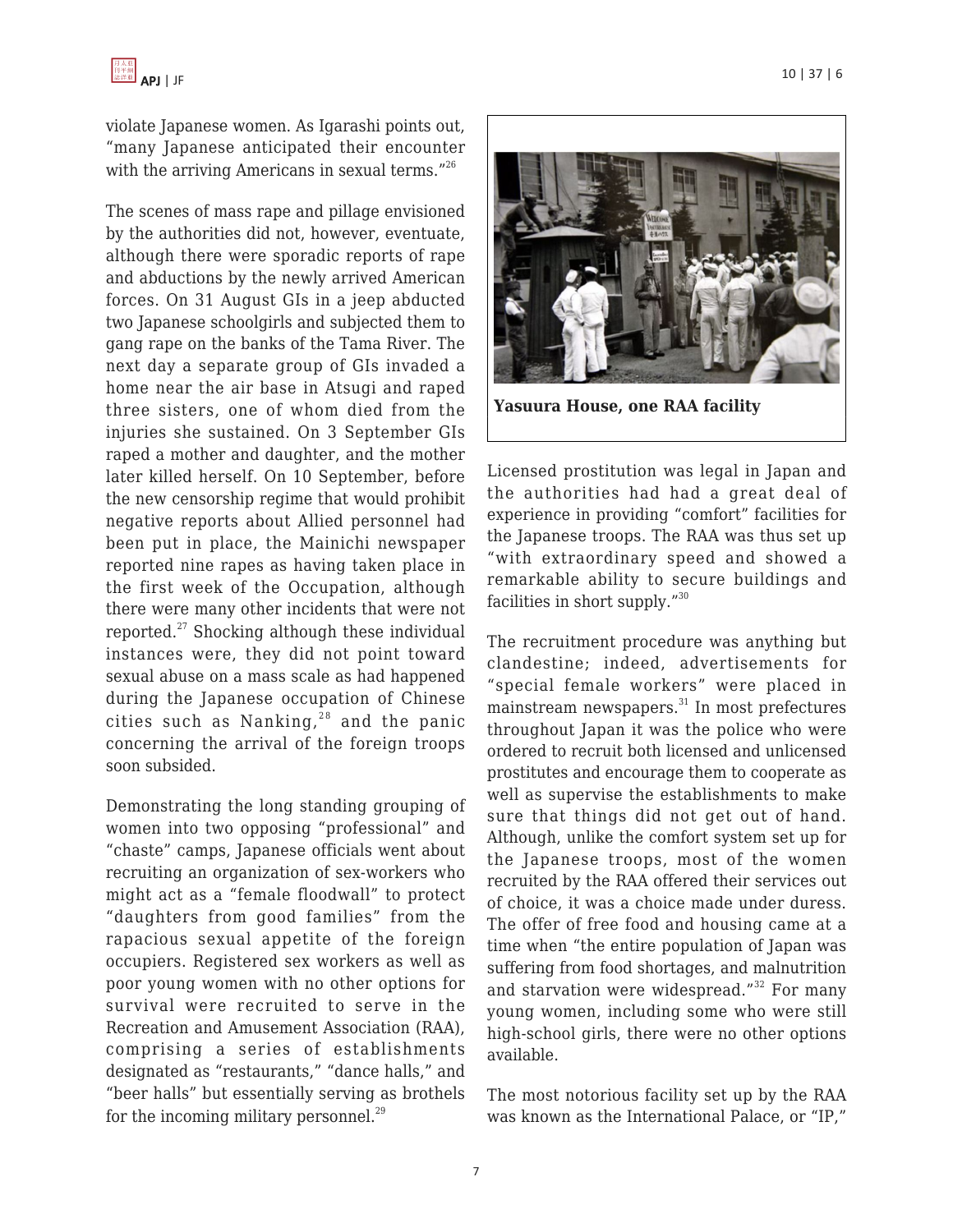violate Japanese women. As Igarashi points out, "many Japanese anticipated their encounter with the arriving Americans in sexual terms."[26]

The scenes of mass rape and pillage envisioned by the authorities did not, however, eventuate, although there were sporadic reports of rape and abductions by the newly arrived American forces. On 31 August GIs in a jeep abducted two Japanese schoolgirls and subjected them to gang rape on the banks of the Tama River. The next day a separate group of GIs invaded a home near the air base in Atsugi and raped three sisters, one of whom died from the injuries she sustained. On 3 September GIs raped a mother and daughter, and the mother later killed herself. On 10 September, before the new censorship regime that would prohibit negative reports about Allied personnel had been put in place, the Mainichi newspaper reported nine rapes as having taken place in the first week of the Occupation, although there were many other incidents that were not reported.[27] Shocking although these individual instances were, they did not point toward sexual abuse on a mass scale as had happened during the Japanese occupation of Chinese cities such as Nanking,[28] and the panic concerning the arrival of the foreign troops soon subsided.

Demonstrating the long standing grouping of women into two opposing "professional" and "chaste" camps, Japanese officials went about recruiting an organization of sex-workers who might act as a "female floodwall" to protect "daughters from good families" from the rapacious sexual appetite of the foreign occupiers. Registered sex workers as well as poor young women with no other options for survival were recruited to serve in the Recreation and Amusement Association (RAA), comprising a series of establishments designated as "restaurants," "dance halls," and "beer halls" but essentially serving as brothels for the incoming military personnel.[29]

**Yasuura House, one RAA facility**

Licensed prostitution was legal in Japan and the authorities had had a great deal of experience in providing "comfort" facilities for the Japanese troops. The RAA was thus set up "with extraordinary speed and showed a remarkable ability to secure buildings and facilities in short supply."[30]

The recruitment procedure was anything but clandestine; indeed, advertisements for "special female workers" were placed in mainstream newspapers.[31] In most prefectures throughout Japan it was the police who were ordered to recruit both licensed and unlicensed prostitutes and encourage them to cooperate as well as supervise the establishments to make sure that things did not get out of hand. Although, unlike the comfort system set up for the Japanese troops, most of the women recruited by the RAA offered their services out of choice, it was a choice made under duress. The offer of free food and housing came at a time when "the entire population of Japan was suffering from food shortages, and malnutrition and starvation were widespread."[32] For many young women, including some who were still high-school girls, there were no other options available.

The most notorious facility set up by the RAA was known as the International Palace, or "IP,"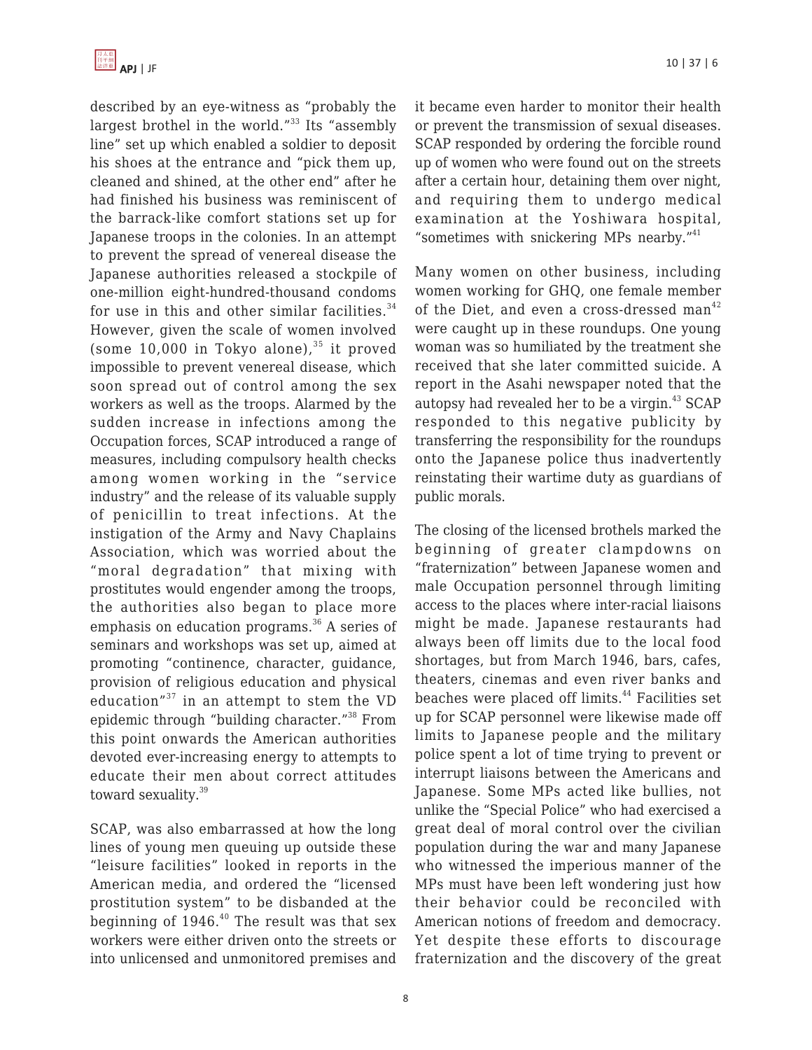described by an eye-witness as "probably the largest brothel in the world."[33] Its "assembly line" set up which enabled a soldier to deposit his shoes at the entrance and "pick them up, cleaned and shined, at the other end" after he had finished his business was reminiscent of the barrack-like comfort stations set up for Japanese troops in the colonies. In an attempt to prevent the spread of venereal disease the Japanese authorities released a stockpile of one-million eight-hundred-thousand condoms for use in this and other similar facilities.[34] However, given the scale of women involved (some 10,000 in Tokyo alone),[35] it proved impossible to prevent venereal disease, which soon spread out of control among the sex workers as well as the troops. Alarmed by the sudden increase in infections among the Occupation forces, SCAP introduced a range of measures, including compulsory health checks among women working in the "service industry" and the release of its valuable supply of penicillin to treat infections. At the instigation of the Army and Navy Chaplains Association, which was worried about the "moral degradation" that mixing with prostitutes would engender among the troops, the authorities also began to place more emphasis on education programs.[36] A series of seminars and workshops was set up, aimed at promoting "continence, character, guidance, provision of religious education and physical education"[37] in an attempt to stem the VD epidemic through "building character."[38] From this point onwards the American authorities devoted ever-increasing energy to attempts to educate their men about correct attitudes toward sexuality.[39]

SCAP, was also embarrassed at how the long lines of young men queuing up outside these "leisure facilities" looked in reports in the American media, and ordered the "licensed prostitution system" to be disbanded at the beginning of 1946.[40] The result was that sex workers were either driven onto the streets or into unlicensed and unmonitored premises and it became even harder to monitor their health or prevent the transmission of sexual diseases. SCAP responded by ordering the forcible round up of women who were found out on the streets after a certain hour, detaining them over night, and requiring them to undergo medical examination at the Yoshiwara hospital, "sometimes with snickering MPs nearby."[41]

Many women on other business, including women working for GHQ, one female member of the Diet, and even a cross-dressed man[42] were caught up in these roundups. One young woman was so humiliated by the treatment she received that she later committed suicide. A report in the Asahi newspaper noted that the autopsy had revealed her to be a virgin.[43] SCAP responded to this negative publicity by transferring the responsibility for the roundups onto the Japanese police thus inadvertently reinstating their wartime duty as guardians of public morals.

The closing of the licensed brothels marked the beginning of greater clampdowns on "fraternization" between Japanese women and male Occupation personnel through limiting access to the places where inter-racial liaisons might be made. Japanese restaurants had always been off limits due to the local food shortages, but from March 1946, bars, cafes, theaters, cinemas and even river banks and beaches were placed off limits.[44] Facilities set up for SCAP personnel were likewise made off limits to Japanese people and the military police spent a lot of time trying to prevent or interrupt liaisons between the Americans and Japanese. Some MPs acted like bullies, not unlike the "Special Police" who had exercised a great deal of moral control over the civilian population during the war and many Japanese who witnessed the imperious manner of the MPs must have been left wondering just how their behavior could be reconciled with American notions of freedom and democracy. Yet despite these efforts to discourage fraternization and the discovery of the great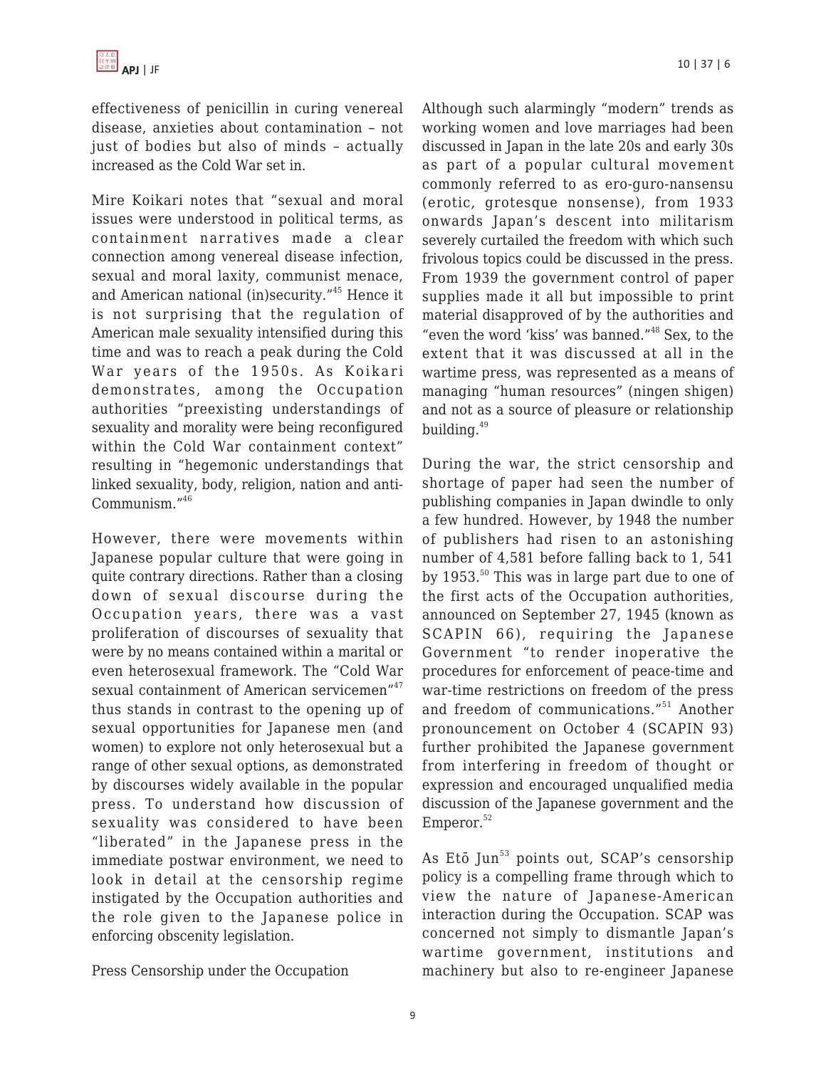effectiveness of penicillin in curing venereal disease, anxieties about contamination – not just of bodies but also of minds – actually increased as the Cold War set in.

Mire Koikari notes that "sexual and moral issues were understood in political terms, as containment narratives made a clear connection among venereal disease infection, sexual and moral laxity, communist menace, and American national (in)security."[45] Hence it is not surprising that the regulation of American male sexuality intensified during this time and was to reach a peak during the Cold War years of the 1950s. As Koikari demonstrates, among the Occupation authorities "preexisting understandings of sexuality and morality were being reconfigured within the Cold War containment context" resulting in "hegemonic understandings that linked sexuality, body, religion, nation and anti-Communism."[46]

However, there were movements within Japanese popular culture that were going in quite contrary directions. Rather than a closing down of sexual discourse during the Occupation years, there was a vast proliferation of discourses of sexuality that were by no means contained within a marital or even heterosexual framework. The "Cold War sexual containment of American servicemen"[47] thus stands in contrast to the opening up of sexual opportunities for Japanese men (and women) to explore not only heterosexual but a range of other sexual options, as demonstrated by discourses widely available in the popular press. To understand how discussion of sexuality was considered to have been "liberated" in the Japanese press in the immediate postwar environment, we need to look in detail at the censorship regime instigated by the Occupation authorities and the role given to the Japanese police in enforcing obscenity legislation.

## Press Censorship under the Occupation

Although such alarmingly "modern" trends as working women and love marriages had been discussed in Japan in the late 20s and early 30s as part of a popular cultural movement commonly referred to as ero-guro-nansensu (erotic, grotesque nonsense), from 1933 onwards Japan's descent into militarism severely curtailed the freedom with which such frivolous topics could be discussed in the press. From 1939 the government control of paper supplies made it all but impossible to print material disapproved of by the authorities and "even the word 'kiss' was banned."[48] Sex, to the extent that it was discussed at all in the wartime press, was represented as a means of managing "human resources" (ningen shigen) and not as a source of pleasure or relationship building.[49]

During the war, the strict censorship and shortage of paper had seen the number of publishing companies in Japan dwindle to only a few hundred. However, by 1948 the number of publishers had risen to an astonishing number of 4,581 before falling back to 1, 541 by 1953.[50] This was in large part due to one of the first acts of the Occupation authorities, announced on September 27, 1945 (known as SCAPIN 66), requiring the Japanese Government "to render inoperative the procedures for enforcement of peace-time and war-time restrictions on freedom of the press and freedom of communications."[51] Another pronouncement on October 4 (SCAPIN 93) further prohibited the Japanese government from interfering in freedom of thought or expression and encouraged unqualified media discussion of the Japanese government and the Emperor.[52]

As Etō Jun[53] points out, SCAP's censorship policy is a compelling frame through which to view the nature of Japanese-American interaction during the Occupation. SCAP was concerned not simply to dismantle Japan's wartime government, institutions and machinery but also to re-engineer Japanese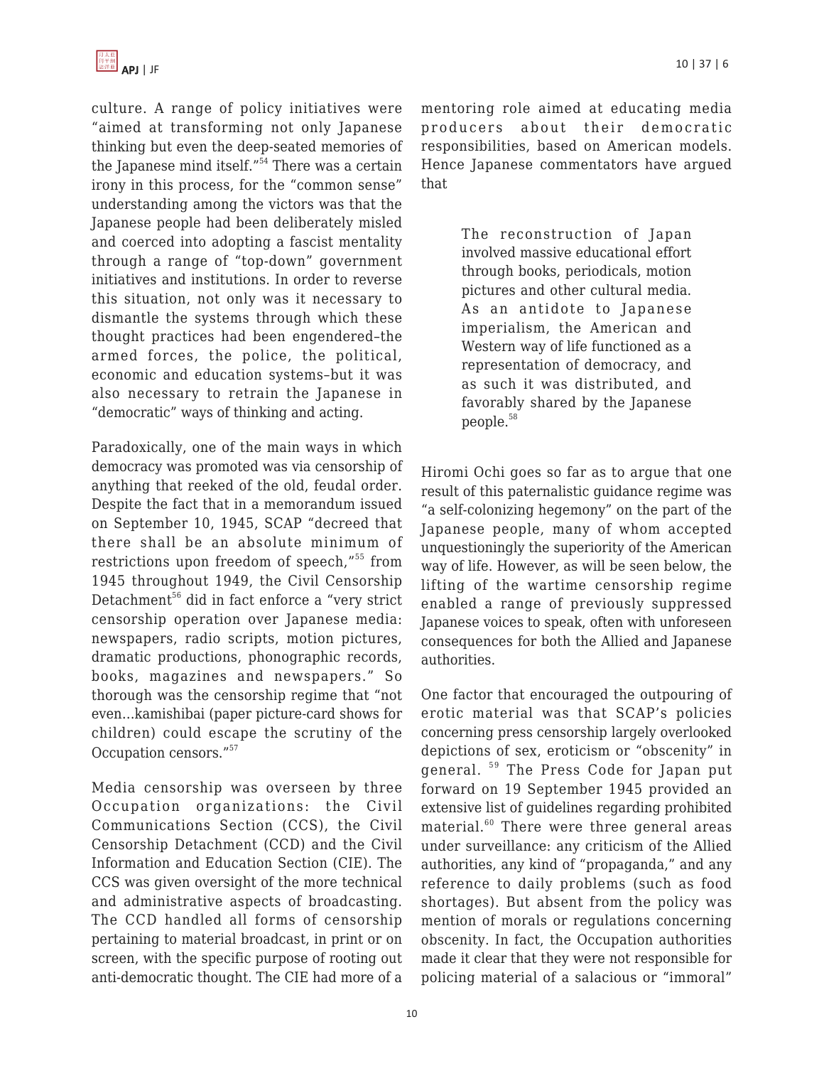culture. A range of policy initiatives were "aimed at transforming not only Japanese thinking but even the deep-seated memories of the Japanese mind itself."[54] There was a certain irony in this process, for the "common sense" understanding among the victors was that the Japanese people had been deliberately misled and coerced into adopting a fascist mentality through a range of "top-down" government initiatives and institutions. In order to reverse this situation, not only was it necessary to dismantle the systems through which these thought practices had been engendered–the armed forces, the police, the political, economic and education systems–but it was also necessary to retrain the Japanese in "democratic" ways of thinking and acting.

Paradoxically, one of the main ways in which democracy was promoted was via censorship of anything that reeked of the old, feudal order. Despite the fact that in a memorandum issued on September 10, 1945, SCAP "decreed that there shall be an absolute minimum of restrictions upon freedom of speech,"[55] from 1945 throughout 1949, the Civil Censorship Detachment[56] did in fact enforce a "very strict censorship operation over Japanese media: newspapers, radio scripts, motion pictures, dramatic productions, phonographic records, books, magazines and newspapers." So thorough was the censorship regime that "not even…kamishibai (paper picture-card shows for children) could escape the scrutiny of the Occupation censors."[57]

Media censorship was overseen by three Occupation organizations: the Civil Communications Section (CCS), the Civil Censorship Detachment (CCD) and the Civil Information and Education Section (CIE). The CCS was given oversight of the more technical and administrative aspects of broadcasting. The CCD handled all forms of censorship pertaining to material broadcast, in print or on screen, with the specific purpose of rooting out anti-democratic thought. The CIE had more of a mentoring role aimed at educating media producers about their democratic responsibilities, based on American models. Hence Japanese commentators have argued that

> The reconstruction of Japan involved massive educational effort through books, periodicals, motion pictures and other cultural media. As an antidote to Japanese imperialism, the American and Western way of life functioned as a representation of democracy, and as such it was distributed, and favorably shared by the Japanese people.[58]

Hiromi Ochi goes so far as to argue that one result of this paternalistic guidance regime was "a self-colonizing hegemony" on the part of the Japanese people, many of whom accepted unquestioningly the superiority of the American way of life. However, as will be seen below, the lifting of the wartime censorship regime enabled a range of previously suppressed Japanese voices to speak, often with unforeseen consequences for both the Allied and Japanese authorities.

One factor that encouraged the outpouring of erotic material was that SCAP's policies concerning press censorship largely overlooked depictions of sex, eroticism or "obscenity" in general.[59] The Press Code for Japan put forward on 19 September 1945 provided an extensive list of guidelines regarding prohibited material.[60] There were three general areas under surveillance: any criticism of the Allied authorities, any kind of "propaganda," and any reference to daily problems (such as food shortages). But absent from the policy was mention of morals or regulations concerning obscenity. In fact, the Occupation authorities made it clear that they were not responsible for policing material of a salacious or "immoral"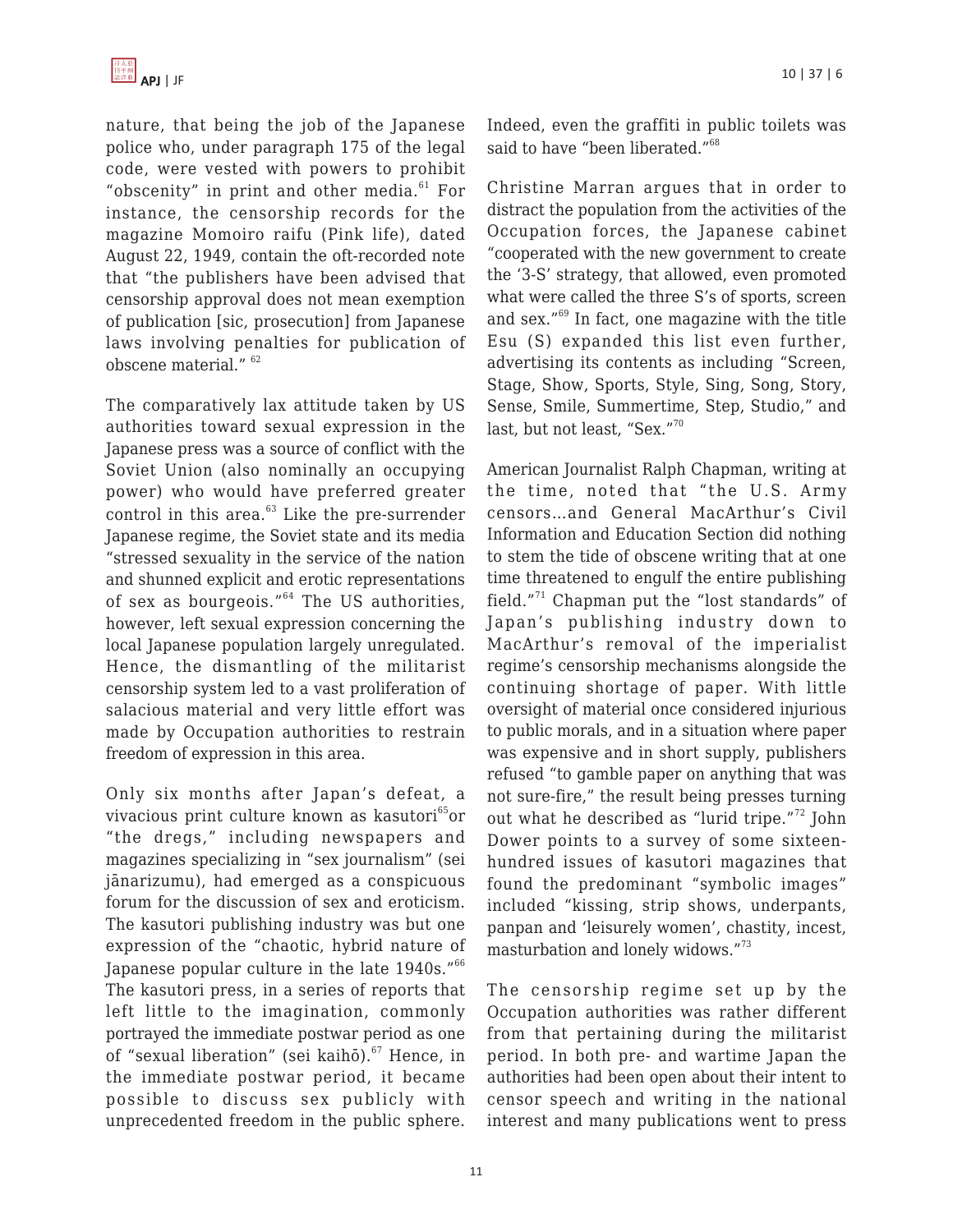nature, that being the job of the Japanese police who, under paragraph 175 of the legal code, were vested with powers to prohibit "obscenity" in print and other media.[61] For instance, the censorship records for the magazine Momoiro raifu (Pink life), dated August 22, 1949, contain the oft-recorded note that "the publishers have been advised that censorship approval does not mean exemption of publication [sic, prosecution] from Japanese laws involving penalties for publication of obscene material." [62]

The comparatively lax attitude taken by US authorities toward sexual expression in the Japanese press was a source of conflict with the Soviet Union (also nominally an occupying power) who would have preferred greater control in this area.[63] Like the pre-surrender Japanese regime, the Soviet state and its media "stressed sexuality in the service of the nation and shunned explicit and erotic representations of sex as bourgeois."[64] The US authorities, however, left sexual expression concerning the local Japanese population largely unregulated. Hence, the dismantling of the militarist censorship system led to a vast proliferation of salacious material and very little effort was made by Occupation authorities to restrain freedom of expression in this area.

Only six months after Japan's defeat, a vivacious print culture known as kasutori[65] or "the dregs," including newspapers and magazines specializing in "sex journalism" (sei jānarizumu), had emerged as a conspicuous forum for the discussion of sex and eroticism. The kasutori publishing industry was but one expression of the "chaotic, hybrid nature of Japanese popular culture in the late 1940s."[66] The kasutori press, in a series of reports that left little to the imagination, commonly portrayed the immediate postwar period as one of "sexual liberation" (sei kaihō).[67] Hence, in the immediate postwar period, it became possible to discuss sex publicly with unprecedented freedom in the public sphere. Indeed, even the graffiti in public toilets was said to have "been liberated."[68]

Christine Marran argues that in order to distract the population from the activities of the Occupation forces, the Japanese cabinet "cooperated with the new government to create the '3-S' strategy, that allowed, even promoted what were called the three S's of sports, screen and sex."[69] In fact, one magazine with the title Esu (S) expanded this list even further, advertising its contents as including "Screen, Stage, Show, Sports, Style, Sing, Song, Story, Sense, Smile, Summertime, Step, Studio," and last, but not least, "Sex."[70]

American Journalist Ralph Chapman, writing at the time, noted that "the U.S. Army censors…and General MacArthur's Civil Information and Education Section did nothing to stem the tide of obscene writing that at one time threatened to engulf the entire publishing field."[71] Chapman put the "lost standards" of Japan's publishing industry down to MacArthur's removal of the imperialist regime's censorship mechanisms alongside the continuing shortage of paper. With little oversight of material once considered injurious to public morals, and in a situation where paper was expensive and in short supply, publishers refused "to gamble paper on anything that was not sure-fire," the result being presses turning out what he described as "lurid tripe."[72] John Dower points to a survey of some sixteen-hundred issues of kasutori magazines that found the predominant "symbolic images" included "kissing, strip shows, underpants, panpan and 'leisurely women', chastity, incest, masturbation and lonely widows."[73]

The censorship regime set up by the Occupation authorities was rather different from that pertaining during the militarist period. In both pre- and wartime Japan the authorities had been open about their intent to censor speech and writing in the national interest and many publications went to press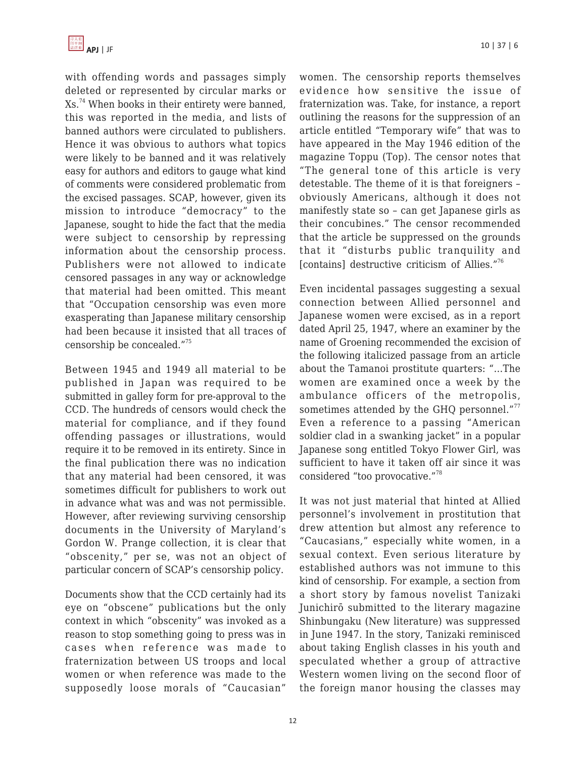with offending words and passages simply deleted or represented by circular marks or Xs.[74] When books in their entirety were banned, this was reported in the media, and lists of banned authors were circulated to publishers. Hence it was obvious to authors what topics were likely to be banned and it was relatively easy for authors and editors to gauge what kind of comments were considered problematic from the excised passages. SCAP, however, given its mission to introduce "democracy" to the Japanese, sought to hide the fact that the media were subject to censorship by repressing information about the censorship process. Publishers were not allowed to indicate censored passages in any way or acknowledge that material had been omitted. This meant that "Occupation censorship was even more exasperating than Japanese military censorship had been because it insisted that all traces of censorship be concealed."[75]

Between 1945 and 1949 all material to be published in Japan was required to be submitted in galley form for pre-approval to the CCD. The hundreds of censors would check the material for compliance, and if they found offending passages or illustrations, would require it to be removed in its entirety. Since in the final publication there was no indication that any material had been censored, it was sometimes difficult for publishers to work out in advance what was and was not permissible. However, after reviewing surviving censorship documents in the University of Maryland's Gordon W. Prange collection, it is clear that "obscenity," per se, was not an object of particular concern of SCAP's censorship policy.

Documents show that the CCD certainly had its eye on "obscene" publications but the only context in which "obscenity" was invoked as a reason to stop something going to press was in cases when reference was made to fraternization between US troops and local women or when reference was made to the supposedly loose morals of "Caucasian" women. The censorship reports themselves evidence how sensitive the issue of fraternization was. Take, for instance, a report outlining the reasons for the suppression of an article entitled "Temporary wife" that was to have appeared in the May 1946 edition of the magazine Toppu (Top). The censor notes that "The general tone of this article is very detestable. The theme of it is that foreigners – obviously Americans, although it does not manifestly state so – can get Japanese girls as their concubines." The censor recommended that the article be suppressed on the grounds that it "disturbs public tranquility and [contains] destructive criticism of Allies."[76]

Even incidental passages suggesting a sexual connection between Allied personnel and Japanese women were excised, as in a report dated April 25, 1947, where an examiner by the name of Groening recommended the excision of the following italicized passage from an article about the Tamanoi prostitute quarters: "…The women are examined once a week by the ambulance officers of the metropolis, sometimes attended by the GHQ personnel."[77] Even a reference to a passing "American soldier clad in a swanking jacket" in a popular Japanese song entitled Tokyo Flower Girl, was sufficient to have it taken off air since it was considered "too provocative."[78]

It was not just material that hinted at Allied personnel's involvement in prostitution that drew attention but almost any reference to "Caucasians," especially white women, in a sexual context. Even serious literature by established authors was not immune to this kind of censorship. For example, a section from a short story by famous novelist Tanizaki Junichirō submitted to the literary magazine Shinbungaku (New literature) was suppressed in June 1947. In the story, Tanizaki reminisced about taking English classes in his youth and speculated whether a group of attractive Western women living on the second floor of the foreign manor housing the classes may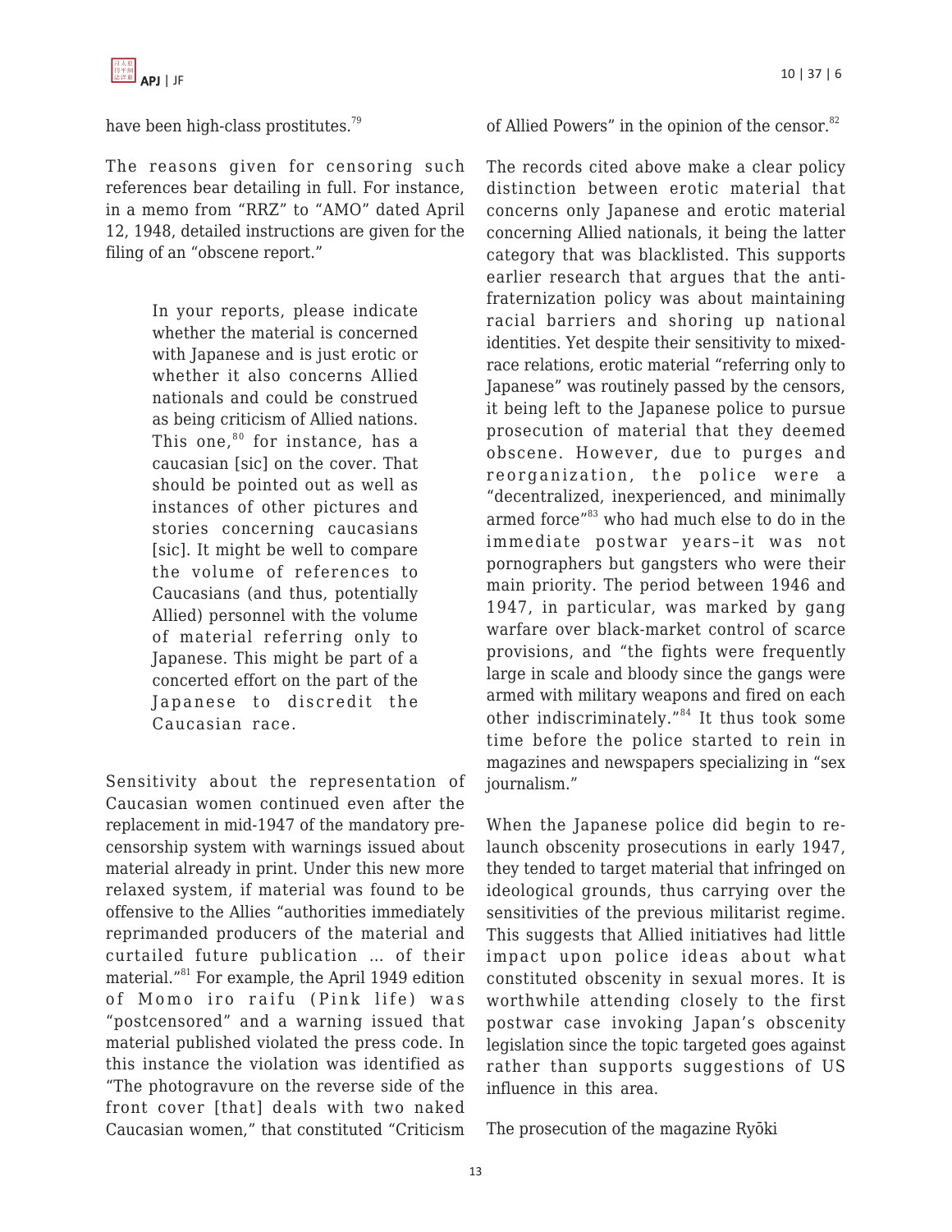have been high-class prostitutes.[79]

The reasons given for censoring such references bear detailing in full. For instance, in a memo from "RRZ" to "AMO" dated April 12, 1948, detailed instructions are given for the filing of an "obscene report."

> In your reports, please indicate whether the material is concerned with Japanese and is just erotic or whether it also concerns Allied nationals and could be construed as being criticism of Allied nations. This one,[80] for instance, has a caucasian [sic] on the cover. That should be pointed out as well as instances of other pictures and stories concerning caucasians [sic]. It might be well to compare the volume of references to Caucasians (and thus, potentially Allied) personnel with the volume of material referring only to Japanese. This might be part of a concerted effort on the part of the Japanese to discredit the Caucasian race.

Sensitivity about the representation of Caucasian women continued even after the replacement in mid-1947 of the mandatory pre-censorship system with warnings issued about material already in print. Under this new more relaxed system, if material was found to be offensive to the Allies "authorities immediately reprimanded producers of the material and curtailed future publication … of their material."[81] For example, the April 1949 edition of Momo iro raifu (Pink life) was "postcensored" and a warning issued that material published violated the press code. In this instance the violation was identified as "The photogravure on the reverse side of the front cover [that] deals with two naked Caucasian women," that constituted "Criticism of Allied Powers" in the opinion of the censor.[82]

The records cited above make a clear policy distinction between erotic material that concerns only Japanese and erotic material concerning Allied nationals, it being the latter category that was blacklisted. This supports earlier research that argues that the anti-fraternization policy was about maintaining racial barriers and shoring up national identities. Yet despite their sensitivity to mixed-race relations, erotic material "referring only to Japanese" was routinely passed by the censors, it being left to the Japanese police to pursue prosecution of material that they deemed obscene. However, due to purges and reorganization, the police were a "decentralized, inexperienced, and minimally armed force"[83] who had much else to do in the immediate postwar years–it was not pornographers but gangsters who were their main priority. The period between 1946 and 1947, in particular, was marked by gang warfare over black-market control of scarce provisions, and "the fights were frequently large in scale and bloody since the gangs were armed with military weapons and fired on each other indiscriminately."[84] It thus took some time before the police started to rein in magazines and newspapers specializing in "sex journalism."

When the Japanese police did begin to re-launch obscenity prosecutions in early 1947, they tended to target material that infringed on ideological grounds, thus carrying over the sensitivities of the previous militarist regime. This suggests that Allied initiatives had little impact upon police ideas about what constituted obscenity in sexual mores. It is worthwhile attending closely to the first postwar case invoking Japan's obscenity legislation since the topic targeted goes against rather than supports suggestions of US influence in this area.

## The prosecution of the magazine Ryōki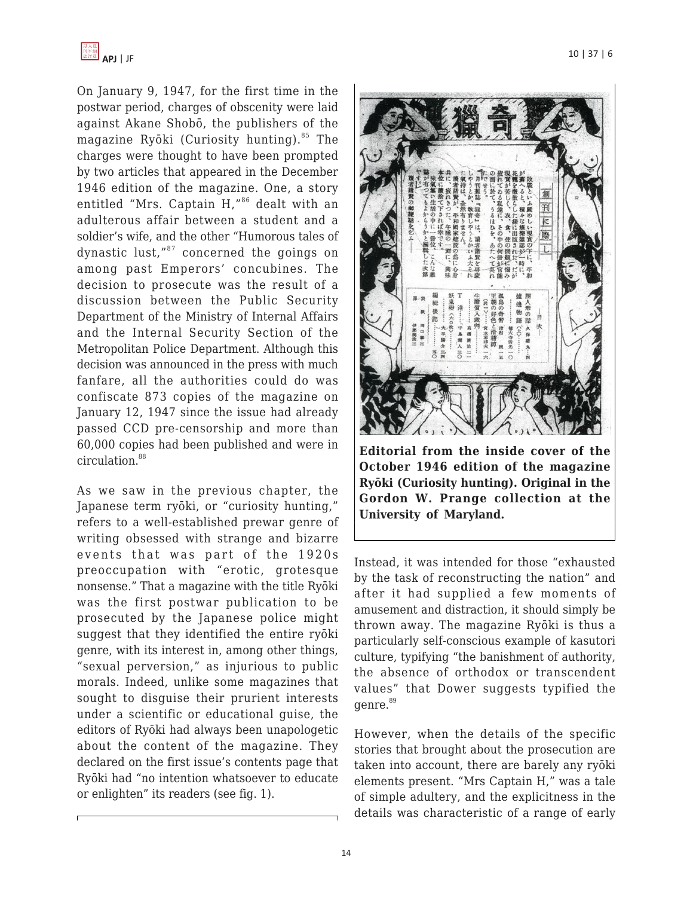On January 9, 1947, for the first time in the postwar period, charges of obscenity were laid against Akane Shobō, the publishers of the magazine Ryōki (Curiosity hunting).[85] The charges were thought to have been prompted by two articles that appeared in the December 1946 edition of the magazine. One, a story entitled "Mrs. Captain H,"[86] dealt with an adulterous affair between a student and a soldier's wife, and the other "Humorous tales of dynastic lust,"[87] concerned the goings on among past Emperors' concubines. The decision to prosecute was the result of a discussion between the Public Security Department of the Ministry of Internal Affairs and the Internal Security Section of the Metropolitan Police Department. Although this decision was announced in the press with much fanfare, all the authorities could do was confiscate 873 copies of the magazine on January 12, 1947 since the issue had already passed CCD pre-censorship and more than 60,000 copies had been published and were in circulation.[88]

As we saw in the previous chapter, the Japanese term ryōki, or "curiosity hunting," refers to a well-established prewar genre of writing obsessed with strange and bizarre events that was part of the 1920s preoccupation with "erotic, grotesque nonsense." That a magazine with the title Ryōki was the first postwar publication to be prosecuted by the Japanese police might suggest that they identified the entire ryōki genre, with its interest in, among other things, "sexual perversion," as injurious to public morals. Indeed, unlike some magazines that sought to disguise their prurient interests under a scientific or educational guise, the editors of Ryōki had always been unapologetic about the content of the magazine. They declared on the first issue's contents page that Ryōki had "no intention whatsoever to educate or enlighten" its readers (see fig. 1).

**Editorial from the inside cover of the October 1946 edition of the magazine Ryōki (Curiosity hunting). Original in the Gordon W. Prange collection at the University of Maryland.**

Instead, it was intended for those "exhausted by the task of reconstructing the nation" and after it had supplied a few moments of amusement and distraction, it should simply be thrown away. The magazine Ryōki is thus a particularly self-conscious example of kasutori culture, typifying "the banishment of authority, the absence of orthodox or transcendent values" that Dower suggests typified the genre.[89]

However, when the details of the specific stories that brought about the prosecution are taken into account, there are barely any ryōki elements present. "Mrs Captain H," was a tale of simple adultery, and the explicitness in the details was characteristic of a range of early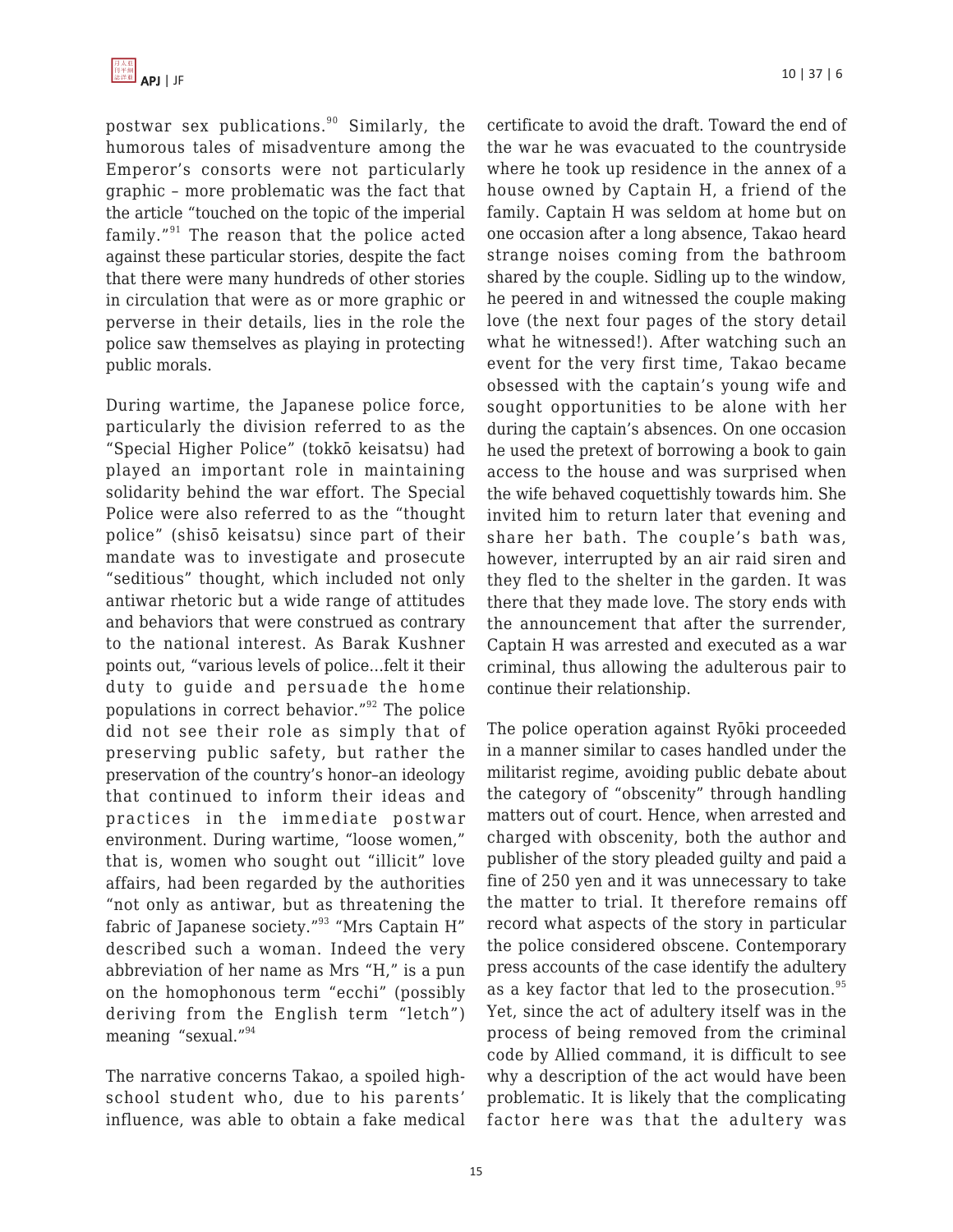postwar sex publications.[90] Similarly, the humorous tales of misadventure among the Emperor's consorts were not particularly graphic – more problematic was the fact that the article "touched on the topic of the imperial family."[91] The reason that the police acted against these particular stories, despite the fact that there were many hundreds of other stories in circulation that were as or more graphic or perverse in their details, lies in the role the police saw themselves as playing in protecting public morals.

During wartime, the Japanese police force, particularly the division referred to as the "Special Higher Police" (tokkō keisatsu) had played an important role in maintaining solidarity behind the war effort. The Special Police were also referred to as the "thought police" (shisō keisatsu) since part of their mandate was to investigate and prosecute "seditious" thought, which included not only antiwar rhetoric but a wide range of attitudes and behaviors that were construed as contrary to the national interest. As Barak Kushner points out, "various levels of police…felt it their duty to guide and persuade the home populations in correct behavior."[92] The police did not see their role as simply that of preserving public safety, but rather the preservation of the country's honor–an ideology that continued to inform their ideas and practices in the immediate postwar environment. During wartime, "loose women," that is, women who sought out "illicit" love affairs, had been regarded by the authorities "not only as antiwar, but as threatening the fabric of Japanese society."[93] "Mrs Captain H" described such a woman. Indeed the very abbreviation of her name as Mrs "H," is a pun on the homophonous term "ecchi" (possibly deriving from the English term "letch") meaning "sexual."[94]

The narrative concerns Takao, a spoiled high-school student who, due to his parents' influence, was able to obtain a fake medical certificate to avoid the draft. Toward the end of the war he was evacuated to the countryside where he took up residence in the annex of a house owned by Captain H, a friend of the family. Captain H was seldom at home but on one occasion after a long absence, Takao heard strange noises coming from the bathroom shared by the couple. Sidling up to the window, he peered in and witnessed the couple making love (the next four pages of the story detail what he witnessed!). After watching such an event for the very first time, Takao became obsessed with the captain's young wife and sought opportunities to be alone with her during the captain's absences. On one occasion he used the pretext of borrowing a book to gain access to the house and was surprised when the wife behaved coquettishly towards him. She invited him to return later that evening and share her bath. The couple's bath was, however, interrupted by an air raid siren and they fled to the shelter in the garden. It was there that they made love. The story ends with the announcement that after the surrender, Captain H was arrested and executed as a war criminal, thus allowing the adulterous pair to continue their relationship.

The police operation against Ryōki proceeded in a manner similar to cases handled under the militarist regime, avoiding public debate about the category of "obscenity" through handling matters out of court. Hence, when arrested and charged with obscenity, both the author and publisher of the story pleaded guilty and paid a fine of 250 yen and it was unnecessary to take the matter to trial. It therefore remains off record what aspects of the story in particular the police considered obscene. Contemporary press accounts of the case identify the adultery as a key factor that led to the prosecution.[95] Yet, since the act of adultery itself was in the process of being removed from the criminal code by Allied command, it is difficult to see why a description of the act would have been problematic. It is likely that the complicating factor here was that the adultery was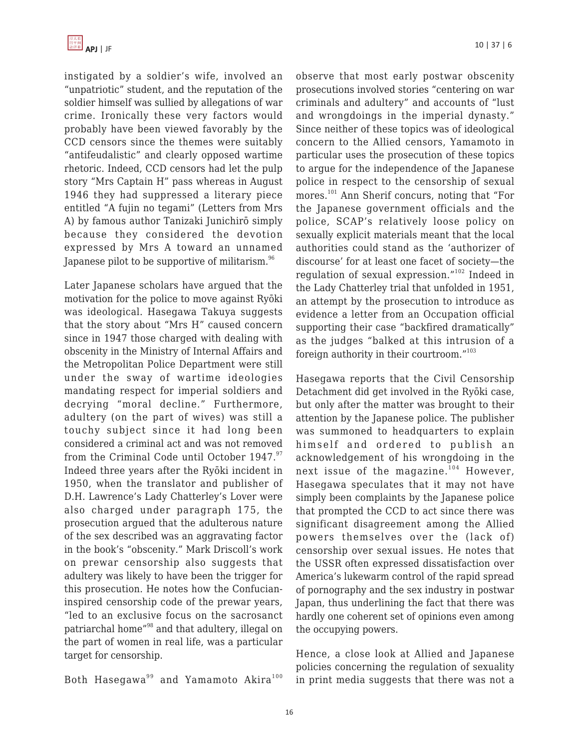instigated by a soldier's wife, involved an "unpatriotic" student, and the reputation of the soldier himself was sullied by allegations of war crime. Ironically these very factors would probably have been viewed favorably by the CCD censors since the themes were suitably "antifeudalistic" and clearly opposed wartime rhetoric. Indeed, CCD censors had let the pulp story "Mrs Captain H" pass whereas in August 1946 they had suppressed a literary piece entitled "A fujin no tegami" (Letters from Mrs A) by famous author Tanizaki Junichirō simply because they considered the devotion expressed by Mrs A toward an unnamed Japanese pilot to be supportive of militarism.[96]

Later Japanese scholars have argued that the motivation for the police to move against Ryōki was ideological. Hasegawa Takuya suggests that the story about "Mrs H" caused concern since in 1947 those charged with dealing with obscenity in the Ministry of Internal Affairs and the Metropolitan Police Department were still under the sway of wartime ideologies mandating respect for imperial soldiers and decrying "moral decline." Furthermore, adultery (on the part of wives) was still a touchy subject since it had long been considered a criminal act and was not removed from the Criminal Code until October 1947.[97] Indeed three years after the Ryōki incident in 1950, when the translator and publisher of D.H. Lawrence's Lady Chatterley's Lover were also charged under paragraph 175, the prosecution argued that the adulterous nature of the sex described was an aggravating factor in the book's "obscenity." Mark Driscoll's work on prewar censorship also suggests that adultery was likely to have been the trigger for this prosecution. He notes how the Confucian-inspired censorship code of the prewar years, "led to an exclusive focus on the sacrosanct patriarchal home"[98] and that adultery, illegal on the part of women in real life, was a particular target for censorship.

Both Hasegawa[99] and Yamamoto Akira[100] observe that most early postwar obscenity prosecutions involved stories "centering on war criminals and adultery" and accounts of "lust and wrongdoings in the imperial dynasty." Since neither of these topics was of ideological concern to the Allied censors, Yamamoto in particular uses the prosecution of these topics to argue for the independence of the Japanese police in respect to the censorship of sexual mores.[101] Ann Sherif concurs, noting that "For the Japanese government officials and the police, SCAP's relatively loose policy on sexually explicit materials meant that the local authorities could stand as the 'authorizer of discourse' for at least one facet of society—the regulation of sexual expression."[102] Indeed in the Lady Chatterley trial that unfolded in 1951, an attempt by the prosecution to introduce as evidence a letter from an Occupation official supporting their case "backfired dramatically" as the judges "balked at this intrusion of a foreign authority in their courtroom."[103]

Hasegawa reports that the Civil Censorship Detachment did get involved in the Ryōki case, but only after the matter was brought to their attention by the Japanese police. The publisher was summoned to headquarters to explain himself and ordered to publish an acknowledgement of his wrongdoing in the next issue of the magazine.[104] However, Hasegawa speculates that it may not have simply been complaints by the Japanese police that prompted the CCD to act since there was significant disagreement among the Allied powers themselves over the (lack of) censorship over sexual issues. He notes that the USSR often expressed dissatisfaction over America's lukewarm control of the rapid spread of pornography and the sex industry in postwar Japan, thus underlining the fact that there was hardly one coherent set of opinions even among the occupying powers.

Hence, a close look at Allied and Japanese policies concerning the regulation of sexuality in print media suggests that there was not a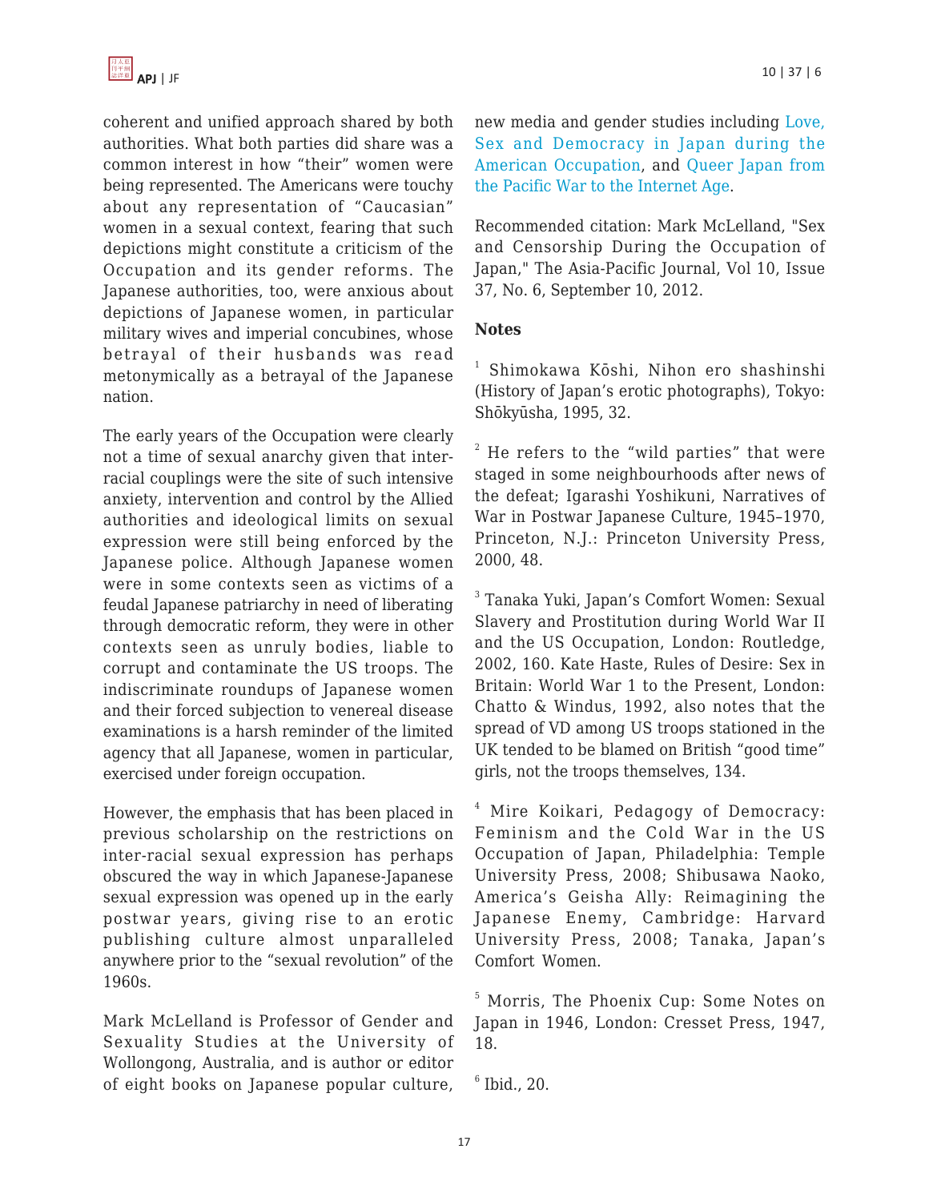coherent and unified approach shared by both authorities. What both parties did share was a common interest in how "their" women were being represented. The Americans were touchy about any representation of "Caucasian" women in a sexual context, fearing that such depictions might constitute a criticism of the Occupation and its gender reforms. The Japanese authorities, too, were anxious about depictions of Japanese women, in particular military wives and imperial concubines, whose betrayal of their husbands was read metonymically as a betrayal of the Japanese nation.

The early years of the Occupation were clearly not a time of sexual anarchy given that inter-racial couplings were the site of such intensive anxiety, intervention and control by the Allied authorities and ideological limits on sexual expression were still being enforced by the Japanese police. Although Japanese women were in some contexts seen as victims of a feudal Japanese patriarchy in need of liberating through democratic reform, they were in other contexts seen as unruly bodies, liable to corrupt and contaminate the US troops. The indiscriminate roundups of Japanese women and their forced subjection to venereal disease examinations is a harsh reminder of the limited agency that all Japanese, women in particular, exercised under foreign occupation.

However, the emphasis that has been placed in previous scholarship on the restrictions on inter-racial sexual expression has perhaps obscured the way in which Japanese-Japanese sexual expression was opened up in the early postwar years, giving rise to an erotic publishing culture almost unparalleled anywhere prior to the "sexual revolution" of the 1960s.

Mark McLelland is Professor of Gender and Sexuality Studies at the University of Wollongong, Australia, and is author or editor of eight books on Japanese popular culture, new media and gender studies including Love, Sex and Democracy in Japan during the American Occupation, and Queer Japan from the Pacific War to the Internet Age.

Recommended citation: Mark McLelland, "Sex and Censorship During the Occupation of Japan," The Asia-Pacific Journal, Vol 10, Issue 37, No. 6, September 10, 2012.

**Notes**

[1] Shimokawa Kōshi, Nihon ero shashinshi (History of Japan's erotic photographs), Tokyo: Shōkyūsha, 1995, 32.

[2] He refers to the "wild parties" that were staged in some neighbourhoods after news of the defeat; Igarashi Yoshikuni, Narratives of War in Postwar Japanese Culture, 1945–1970, Princeton, N.J.: Princeton University Press, 2000, 48.

[3] Tanaka Yuki, Japan's Comfort Women: Sexual Slavery and Prostitution during World War II and the US Occupation, London: Routledge, 2002, 160. Kate Haste, Rules of Desire: Sex in Britain: World War 1 to the Present, London: Chatto & Windus, 1992, also notes that the spread of VD among US troops stationed in the UK tended to be blamed on British "good time" girls, not the troops themselves, 134.

[4] Mire Koikari, Pedagogy of Democracy: Feminism and the Cold War in the US Occupation of Japan, Philadelphia: Temple University Press, 2008; Shibusawa Naoko, America's Geisha Ally: Reimagining the Japanese Enemy, Cambridge: Harvard University Press, 2008; Tanaka, Japan's Comfort Women.

[5] Morris, The Phoenix Cup: Some Notes on Japan in 1946, London: Cresset Press, 1947, 18.

[6] Ibid., 20.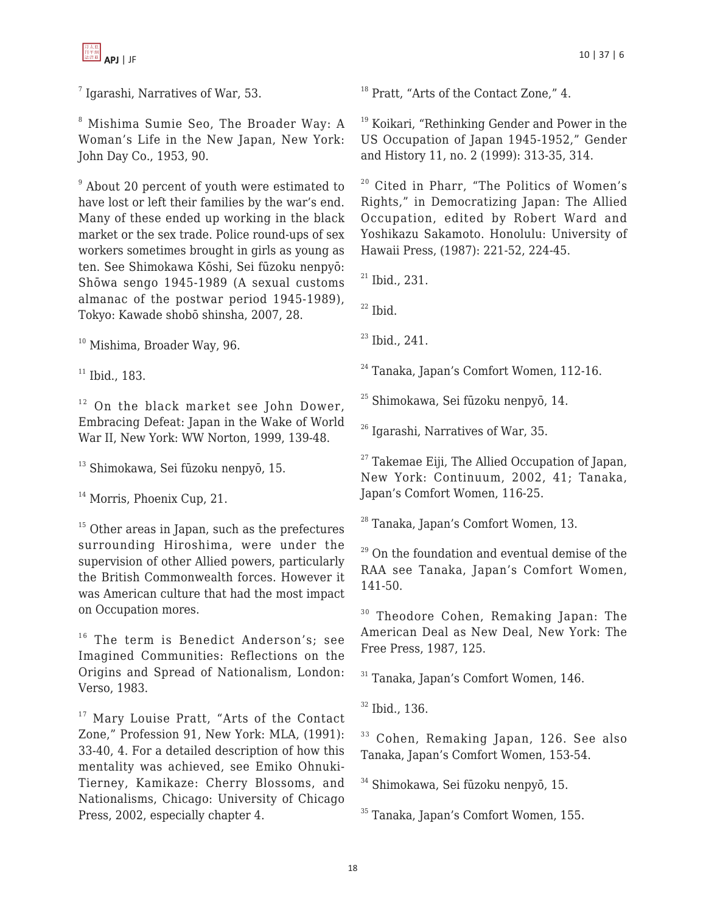[7] Igarashi, Narratives of War, 53.

[8] Mishima Sumie Seo, The Broader Way: A Woman's Life in the New Japan, New York: John Day Co., 1953, 90.

[9] About 20 percent of youth were estimated to have lost or left their families by the war's end. Many of these ended up working in the black market or the sex trade. Police round-ups of sex workers sometimes brought in girls as young as ten. See Shimokawa Kōshi, Sei fūzoku nenpyō: Shōwa sengo 1945-1989 (A sexual customs almanac of the postwar period 1945-1989), Tokyo: Kawade shobō shinsha, 2007, 28.

[10] Mishima, Broader Way, 96.

[11] Ibid., 183.

[12] On the black market see John Dower, Embracing Defeat: Japan in the Wake of World War II, New York: WW Norton, 1999, 139-48.

[13] Shimokawa, Sei fūzoku nenpyō, 15.

[14] Morris, Phoenix Cup, 21.

[15] Other areas in Japan, such as the prefectures surrounding Hiroshima, were under the supervision of other Allied powers, particularly the British Commonwealth forces. However it was American culture that had the most impact on Occupation mores.

[16] The term is Benedict Anderson's; see Imagined Communities: Reflections on the Origins and Spread of Nationalism, London: Verso, 1983.

[17] Mary Louise Pratt, "Arts of the Contact Zone," Profession 91, New York: MLA, (1991): 33-40, 4. For a detailed description of how this mentality was achieved, see Emiko Ohnuki-Tierney, Kamikaze: Cherry Blossoms, and Nationalisms, Chicago: University of Chicago Press, 2002, especially chapter 4.

[18] Pratt, "Arts of the Contact Zone," 4.

[19] Koikari, "Rethinking Gender and Power in the US Occupation of Japan 1945-1952," Gender and History 11, no. 2 (1999): 313-35, 314.

[20] Cited in Pharr, "The Politics of Women's Rights," in Democratizing Japan: The Allied Occupation, edited by Robert Ward and Yoshikazu Sakamoto. Honolulu: University of Hawaii Press, (1987): 221-52, 224-45.

[21] Ibid., 231.

[22] Ibid.

[23] Ibid., 241.

[24] Tanaka, Japan's Comfort Women, 112-16.

[25] Shimokawa, Sei fūzoku nenpyō, 14.

[26] Igarashi, Narratives of War, 35.

[27] Takemae Eiji, The Allied Occupation of Japan, New York: Continuum, 2002, 41; Tanaka, Japan's Comfort Women, 116-25.

[28] Tanaka, Japan's Comfort Women, 13.

[29] On the foundation and eventual demise of the RAA see Tanaka, Japan's Comfort Women, 141-50.

[30] Theodore Cohen, Remaking Japan: The American Deal as New Deal, New York: The Free Press, 1987, 125.

[31] Tanaka, Japan's Comfort Women, 146.

[32] Ibid., 136.

[33] Cohen, Remaking Japan, 126. See also Tanaka, Japan's Comfort Women, 153-54.

[34] Shimokawa, Sei fūzoku nenpyō, 15.

[35] Tanaka, Japan's Comfort Women, 155.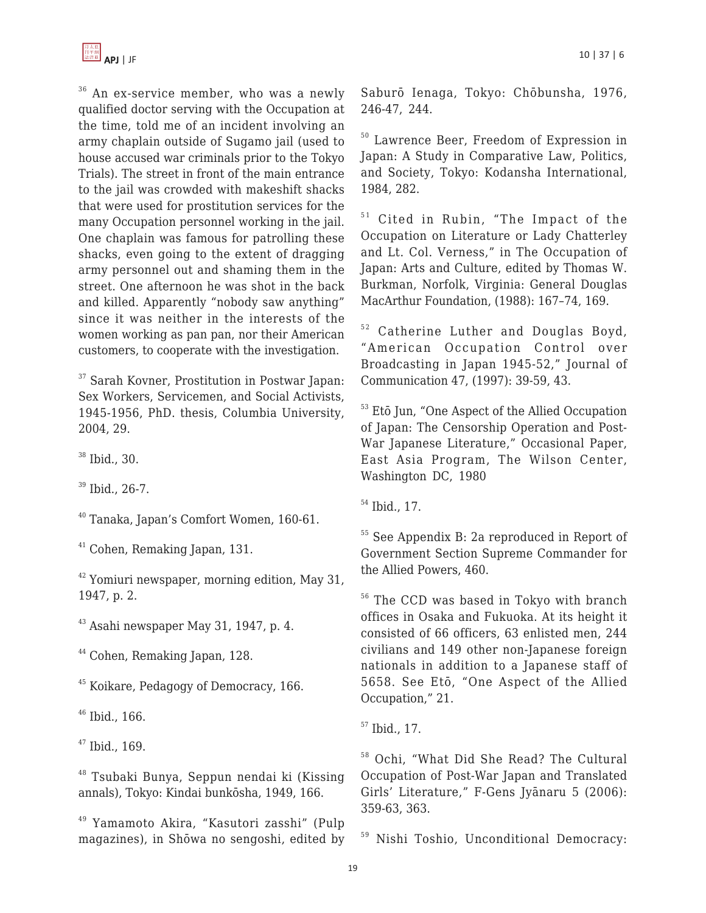[36] An ex-service member, who was a newly qualified doctor serving with the Occupation at the time, told me of an incident involving an army chaplain outside of Sugamo jail (used to house accused war criminals prior to the Tokyo Trials). The street in front of the main entrance to the jail was crowded with makeshift shacks that were used for prostitution services for the many Occupation personnel working in the jail. One chaplain was famous for patrolling these shacks, even going to the extent of dragging army personnel out and shaming them in the street. One afternoon he was shot in the back and killed. Apparently "nobody saw anything" since it was neither in the interests of the women working as pan pan, nor their American customers, to cooperate with the investigation.

[37] Sarah Kovner, Prostitution in Postwar Japan: Sex Workers, Servicemen, and Social Activists, 1945-1956, PhD. thesis, Columbia University, 2004, 29.

[38] Ibid., 30.

[39] Ibid., 26-7.

[40] Tanaka, Japan's Comfort Women, 160-61.

[41] Cohen, Remaking Japan, 131.

[42] Yomiuri newspaper, morning edition, May 31, 1947, p. 2.

[43] Asahi newspaper May 31, 1947, p. 4.

[44] Cohen, Remaking Japan, 128.

[45] Koikare, Pedagogy of Democracy, 166.

[46] Ibid., 166.

[47] Ibid., 169.

[48] Tsubaki Bunya, Seppun nendai ki (Kissing annals), Tokyo: Kindai bunkōsha, 1949, 166.

[49] Yamamoto Akira, "Kasutori zasshi" (Pulp magazines), in Shōwa no sengoshi, edited by Saburō Ienaga, Tokyo: Chōbunsha, 1976, 246-47, 244.

[50] Lawrence Beer, Freedom of Expression in Japan: A Study in Comparative Law, Politics, and Society, Tokyo: Kodansha International, 1984, 282.

[51] Cited in Rubin, "The Impact of the Occupation on Literature or Lady Chatterley and Lt. Col. Verness," in The Occupation of Japan: Arts and Culture, edited by Thomas W. Burkman, Norfolk, Virginia: General Douglas MacArthur Foundation, (1988): 167–74, 169.

[52] Catherine Luther and Douglas Boyd, "American Occupation Control over Broadcasting in Japan 1945-52," Journal of Communication 47, (1997): 39-59, 43.

[53] Etō Jun, "One Aspect of the Allied Occupation of Japan: The Censorship Operation and Post-War Japanese Literature," Occasional Paper, East Asia Program, The Wilson Center, Washington DC, 1980

[54] Ibid., 17.

[55] See Appendix B: 2a reproduced in Report of Government Section Supreme Commander for the Allied Powers, 460.

[56] The CCD was based in Tokyo with branch offices in Osaka and Fukuoka. At its height it consisted of 66 officers, 63 enlisted men, 244 civilians and 149 other non-Japanese foreign nationals in addition to a Japanese staff of 5658. See Etō, "One Aspect of the Allied Occupation," 21.

[57] Ibid., 17.

[58] Ochi, "What Did She Read? The Cultural Occupation of Post-War Japan and Translated Girls' Literature," F-Gens Jyānaru 5 (2006): 359-63, 363.

[59] Nishi Toshio, Unconditional Democracy: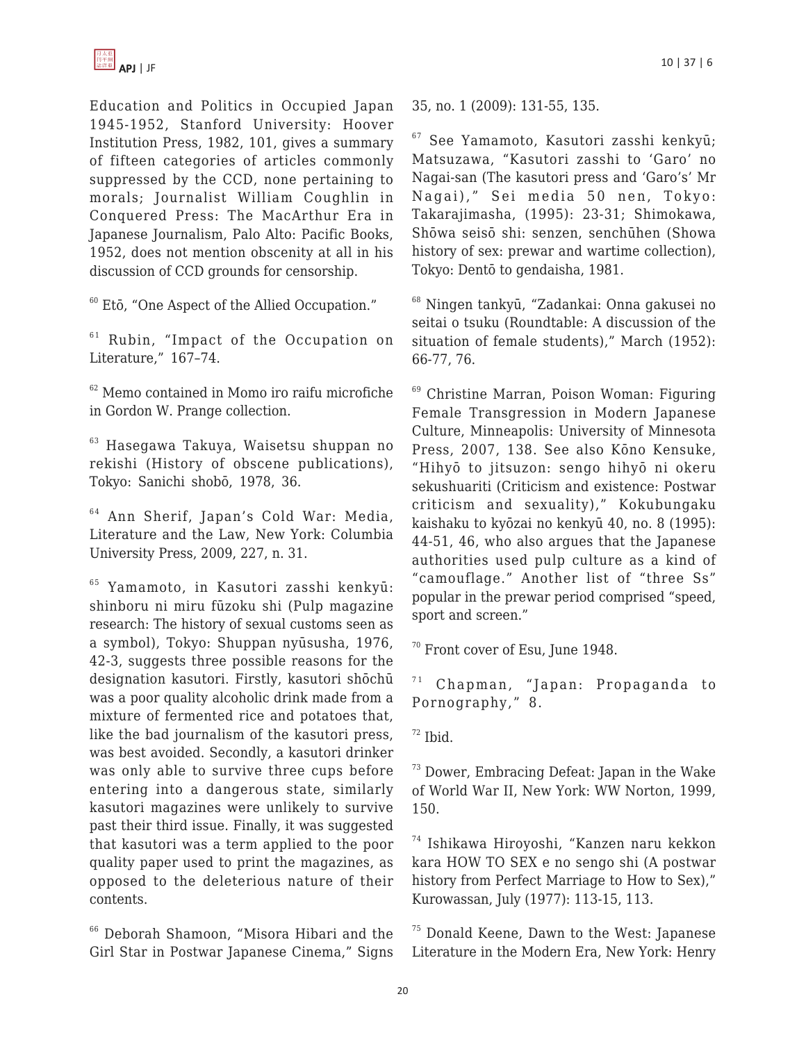Education and Politics in Occupied Japan 1945-1952, Stanford University: Hoover Institution Press, 1982, 101, gives a summary of fifteen categories of articles commonly suppressed by the CCD, none pertaining to morals; Journalist William Coughlin in Conquered Press: The MacArthur Era in Japanese Journalism, Palo Alto: Pacific Books, 1952, does not mention obscenity at all in his discussion of CCD grounds for censorship.

[60] Etō, "One Aspect of the Allied Occupation."

[61] Rubin, "Impact of the Occupation on Literature," 167–74.

[62] Memo contained in Momo iro raifu microfiche in Gordon W. Prange collection.

[63] Hasegawa Takuya, Waisetsu shuppan no rekishi (History of obscene publications), Tokyo: Sanichi shobō, 1978, 36.

[64] Ann Sherif, Japan's Cold War: Media, Literature and the Law, New York: Columbia University Press, 2009, 227, n. 31.

[65] Yamamoto, in Kasutori zasshi kenkyū: shinboru ni miru fūzoku shi (Pulp magazine research: The history of sexual customs seen as a symbol), Tokyo: Shuppan nyūsusha, 1976, 42-3, suggests three possible reasons for the designation kasutori. Firstly, kasutori shōchū was a poor quality alcoholic drink made from a mixture of fermented rice and potatoes that, like the bad journalism of the kasutori press, was best avoided. Secondly, a kasutori drinker was only able to survive three cups before entering into a dangerous state, similarly kasutori magazines were unlikely to survive past their third issue. Finally, it was suggested that kasutori was a term applied to the poor quality paper used to print the magazines, as opposed to the deleterious nature of their contents.

[66] Deborah Shamoon, "Misora Hibari and the Girl Star in Postwar Japanese Cinema," Signs 35, no. 1 (2009): 131-55, 135.

[67] See Yamamoto, Kasutori zasshi kenkyū; Matsuzawa, "Kasutori zasshi to 'Garo' no Nagai-san (The kasutori press and 'Garo's' Mr Nagai)," Sei media 50 nen, Tokyo: Takarajimasha, (1995): 23-31; Shimokawa, Shōwa seisō shi: senzen, senchūhen (Showa history of sex: prewar and wartime collection), Tokyo: Dentō to gendaisha, 1981.

[68] Ningen tankyū, "Zadankai: Onna gakusei no seitai o tsuku (Roundtable: A discussion of the situation of female students)," March (1952): 66-77, 76.

[69] Christine Marran, Poison Woman: Figuring Female Transgression in Modern Japanese Culture, Minneapolis: University of Minnesota Press, 2007, 138. See also Kōno Kensuke, "Hihyō to jitsuzon: sengo hihyō ni okeru sekushuariti (Criticism and existence: Postwar criticism and sexuality)," Kokubungaku kaishaku to kyōzai no kenkyū 40, no. 8 (1995): 44-51, 46, who also argues that the Japanese authorities used pulp culture as a kind of "camouflage." Another list of "three Ss" popular in the prewar period comprised "speed, sport and screen."

[70] Front cover of Esu, June 1948.

[71] Chapman, "Japan: Propaganda to Pornography," 8.

[72] Ibid.

[73] Dower, Embracing Defeat: Japan in the Wake of World War II, New York: WW Norton, 1999, 150.

[74] Ishikawa Hiroyoshi, "Kanzen naru kekkon kara HOW TO SEX e no sengo shi (A postwar history from Perfect Marriage to How to Sex)," Kurowassan, July (1977): 113-15, 113.

[75] Donald Keene, Dawn to the West: Japanese Literature in the Modern Era, New York: Henry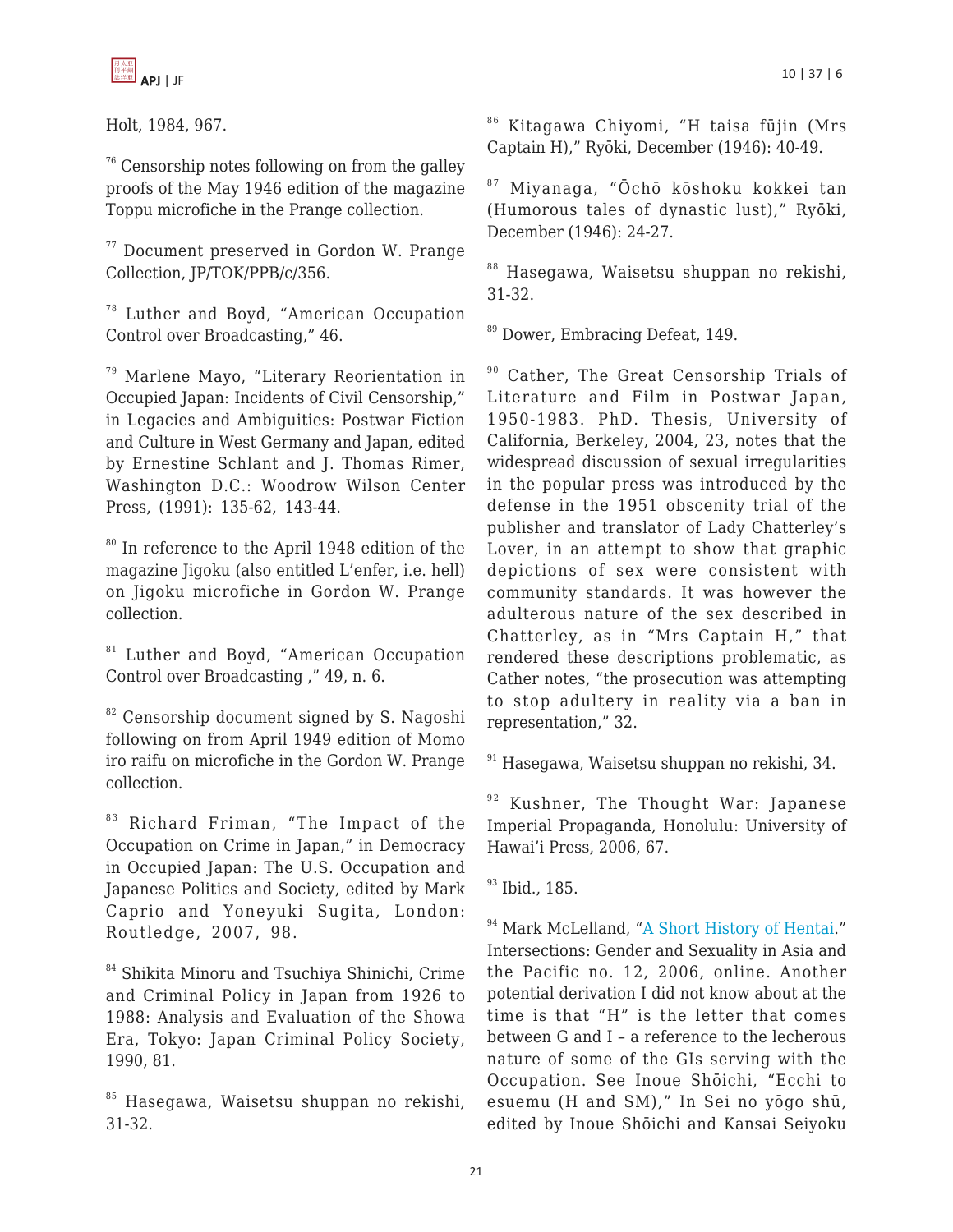Holt, 1984, 967.

[76] Censorship notes following on from the galley proofs of the May 1946 edition of the magazine Toppu microfiche in the Prange collection.

[77] Document preserved in Gordon W. Prange Collection, JP/TOK/PPB/c/356.

[78] Luther and Boyd, "American Occupation Control over Broadcasting," 46.

[79] Marlene Mayo, "Literary Reorientation in Occupied Japan: Incidents of Civil Censorship," in Legacies and Ambiguities: Postwar Fiction and Culture in West Germany and Japan, edited by Ernestine Schlant and J. Thomas Rimer, Washington D.C.: Woodrow Wilson Center Press, (1991): 135-62, 143-44.

[80] In reference to the April 1948 edition of the magazine Jigoku (also entitled L'enfer, i.e. hell) on Jigoku microfiche in Gordon W. Prange collection.

[81] Luther and Boyd, "American Occupation Control over Broadcasting ," 49, n. 6.

[82] Censorship document signed by S. Nagoshi following on from April 1949 edition of Momo iro raifu on microfiche in the Gordon W. Prange collection.

[83] Richard Friman, "The Impact of the Occupation on Crime in Japan," in Democracy in Occupied Japan: The U.S. Occupation and Japanese Politics and Society, edited by Mark Caprio and Yoneyuki Sugita, London: Routledge, 2007, 98.

[84] Shikita Minoru and Tsuchiya Shinichi, Crime and Criminal Policy in Japan from 1926 to 1988: Analysis and Evaluation of the Showa Era, Tokyo: Japan Criminal Policy Society, 1990, 81.

[85] Hasegawa, Waisetsu shuppan no rekishi, 31-32.

[86] Kitagawa Chiyomi, "H taisa fūjin (Mrs Captain H)," Ryōki, December (1946): 40-49.

[87] Miyanaga, "Ōchō kōshoku kokkei tan (Humorous tales of dynastic lust)," Ryōki, December (1946): 24-27.

[88] Hasegawa, Waisetsu shuppan no rekishi, 31-32.

[89] Dower, Embracing Defeat, 149.

[90] Cather, The Great Censorship Trials of Literature and Film in Postwar Japan, 1950-1983. PhD. Thesis, University of California, Berkeley, 2004, 23, notes that the widespread discussion of sexual irregularities in the popular press was introduced by the defense in the 1951 obscenity trial of the publisher and translator of Lady Chatterley's Lover, in an attempt to show that graphic depictions of sex were consistent with community standards. It was however the adulterous nature of the sex described in Chatterley, as in "Mrs Captain H," that rendered these descriptions problematic, as Cather notes, "the prosecution was attempting to stop adultery in reality via a ban in representation," 32.

[91] Hasegawa, Waisetsu shuppan no rekishi, 34.

[92] Kushner, The Thought War: Japanese Imperial Propaganda, Honolulu: University of Hawai'i Press, 2006, 67.

[93] Ibid., 185.

[94] Mark McLelland, "A Short History of Hentai." Intersections: Gender and Sexuality in Asia and the Pacific no. 12, 2006, online. Another potential derivation I did not know about at the time is that "H" is the letter that comes between G and I – a reference to the lecherous nature of some of the GIs serving with the Occupation. See Inoue Shōichi, "Ecchi to esuemu (H and SM)," In Sei no yōgo shū, edited by Inoue Shōichi and Kansai Seiyoku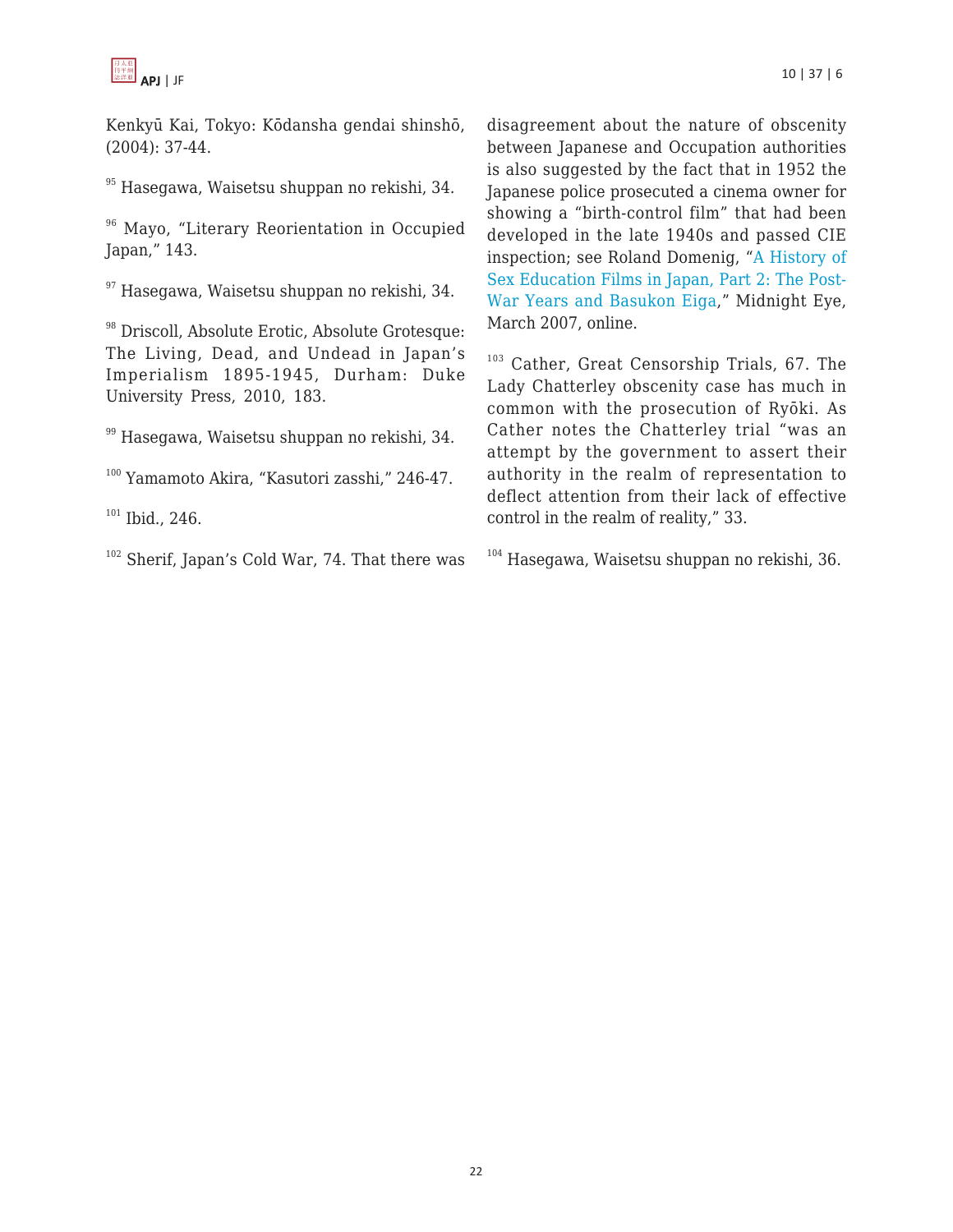Kenkyū Kai, Tokyo: Kōdansha gendai shinshō, (2004): 37-44.

[95] Hasegawa, Waisetsu shuppan no rekishi, 34.

[96] Mayo, "Literary Reorientation in Occupied Japan," 143.

[97] Hasegawa, Waisetsu shuppan no rekishi, 34.

[98] Driscoll, Absolute Erotic, Absolute Grotesque: The Living, Dead, and Undead in Japan's Imperialism 1895-1945, Durham: Duke University Press, 2010, 183.

[99] Hasegawa, Waisetsu shuppan no rekishi, 34.

[100] Yamamoto Akira, "Kasutori zasshi," 246-47.

[101] Ibid., 246.

[102] Sherif, Japan's Cold War, 74. That there was disagreement about the nature of obscenity between Japanese and Occupation authorities is also suggested by the fact that in 1952 the Japanese police prosecuted a cinema owner for showing a "birth-control film" that had been developed in the late 1940s and passed CIE inspection; see Roland Domenig, "A History of Sex Education Films in Japan, Part 2: The Post-War Years and Basukon Eiga," Midnight Eye, March 2007, online.

[103] Cather, Great Censorship Trials, 67. The Lady Chatterley obscenity case has much in common with the prosecution of Ryōki. As Cather notes the Chatterley trial "was an attempt by the government to assert their authority in the realm of representation to deflect attention from their lack of effective control in the realm of reality," 33.

[104] Hasegawa, Waisetsu shuppan no rekishi, 36.